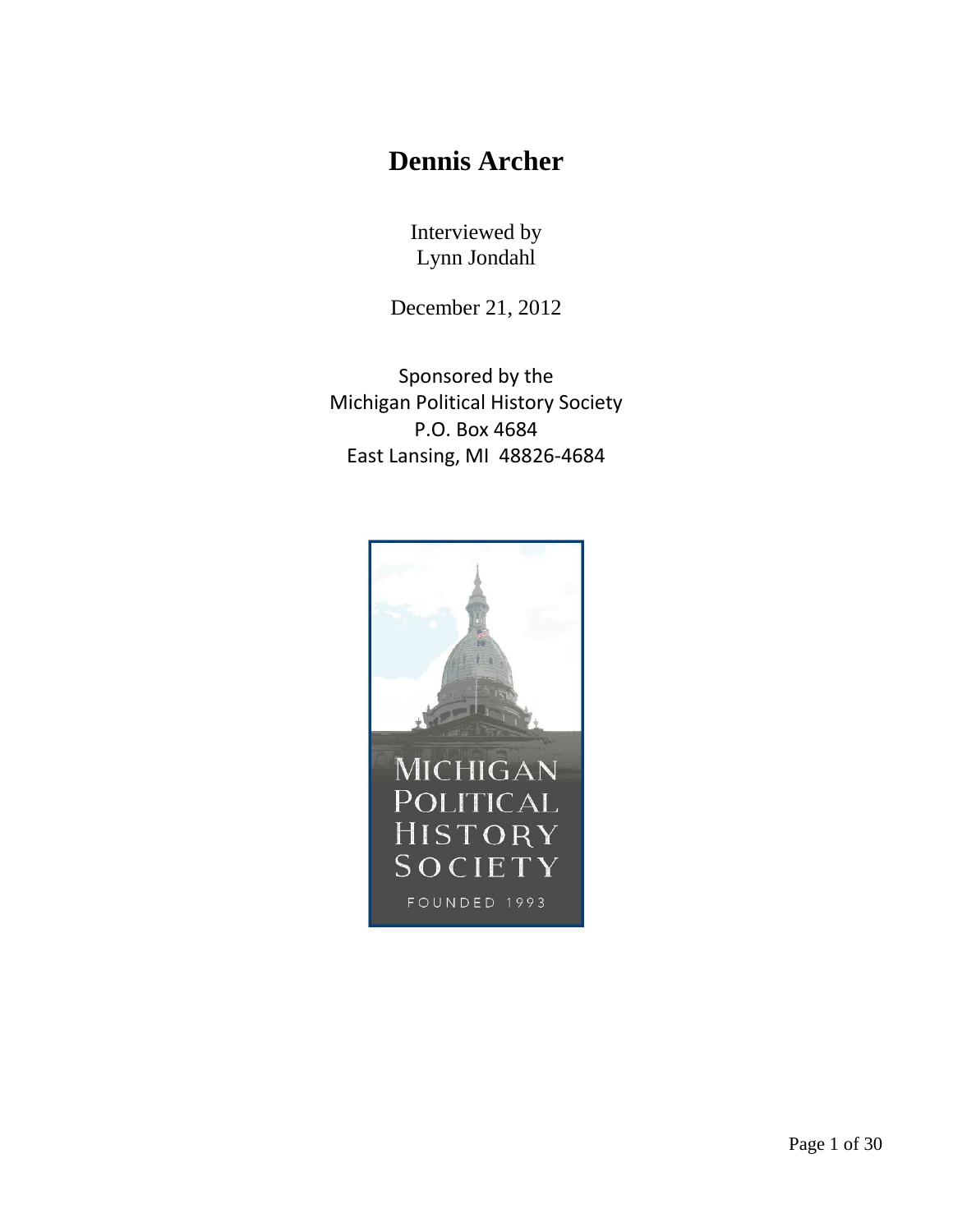# Dennis Archer

Interviewed by
Lynn Jondahl

December 21, 2012

Sponsored by the
Michigan Political History Society
P.O. Box 4684
East Lansing, MI 48826-4684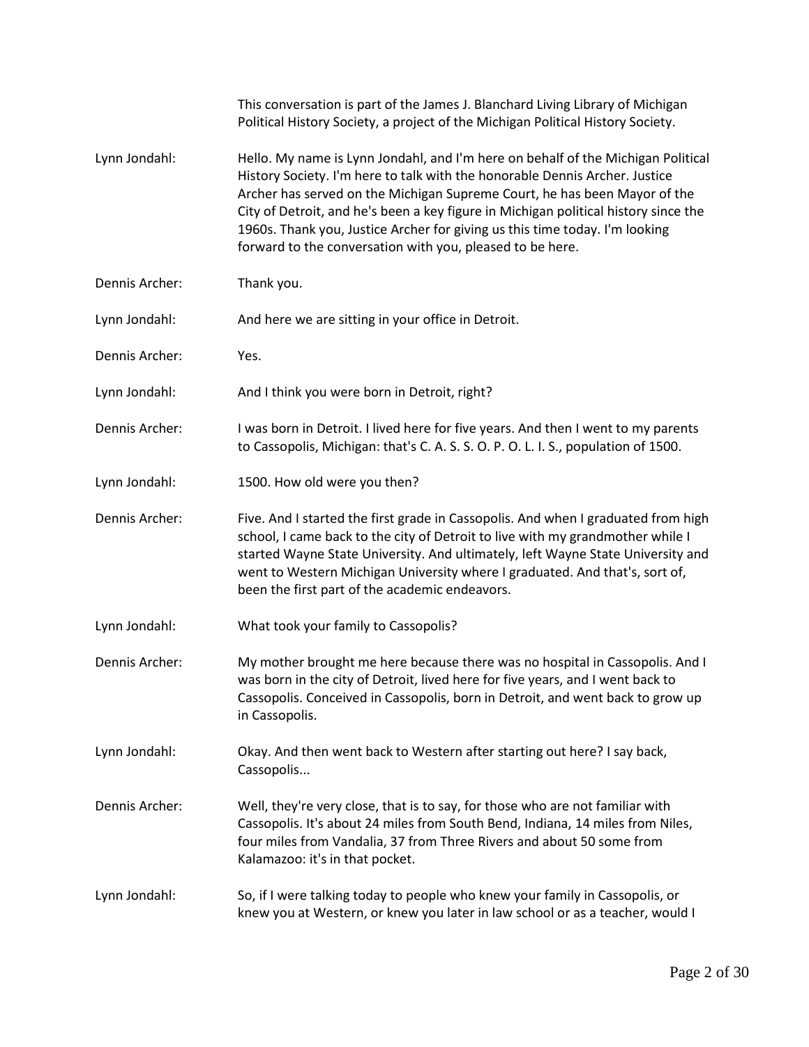This conversation is part of the James J. Blanchard Living Library of Michigan Political History Society, a project of the Michigan Political History Society.

**Lynn Jondahl:** Hello. My name is Lynn Jondahl, and I'm here on behalf of the Michigan Political History Society. I'm here to talk with the honorable Dennis Archer. Justice Archer has served on the Michigan Supreme Court, he has been Mayor of the City of Detroit, and he's been a key figure in Michigan political history since the 1960s. Thank you, Justice Archer for giving us this time today. I'm looking forward to the conversation with you, pleased to be here.

**Dennis Archer:** Thank you.

**Lynn Jondahl:** And here we are sitting in your office in Detroit.

**Dennis Archer:** Yes.

**Lynn Jondahl:** And I think you were born in Detroit, right?

**Dennis Archer:** I was born in Detroit. I lived here for five years. And then I went to my parents to Cassopolis, Michigan: that's C. A. S. S. O. P. O. L. I. S., population of 1500.

**Lynn Jondahl:** 1500. How old were you then?

**Dennis Archer:** Five. And I started the first grade in Cassopolis. And when I graduated from high school, I came back to the city of Detroit to live with my grandmother while I started Wayne State University. And ultimately, left Wayne State University and went to Western Michigan University where I graduated. And that's, sort of, been the first part of the academic endeavors.

**Lynn Jondahl:** What took your family to Cassopolis?

**Dennis Archer:** My mother brought me here because there was no hospital in Cassopolis. And I was born in the city of Detroit, lived here for five years, and I went back to Cassopolis. Conceived in Cassopolis, born in Detroit, and went back to grow up in Cassopolis.

**Lynn Jondahl:** Okay. And then went back to Western after starting out here? I say back, Cassopolis...

**Dennis Archer:** Well, they're very close, that is to say, for those who are not familiar with Cassopolis. It's about 24 miles from South Bend, Indiana, 14 miles from Niles, four miles from Vandalia, 37 from Three Rivers and about 50 some from Kalamazoo: it's in that pocket.

**Lynn Jondahl:** So, if I were talking today to people who knew your family in Cassopolis, or knew you at Western, or knew you later in law school or as a teacher, would I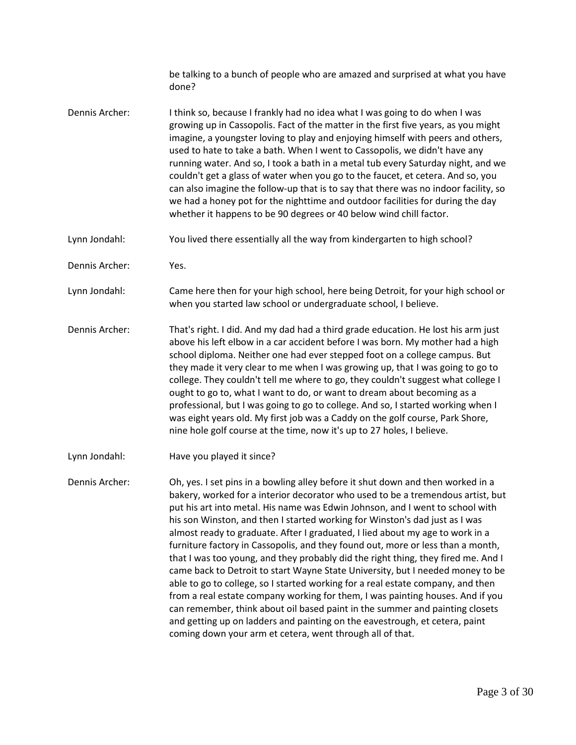be talking to a bunch of people who are amazed and surprised at what you have done?

**Dennis Archer:** I think so, because I frankly had no idea what I was going to do when I was growing up in Cassopolis. Fact of the matter in the first five years, as you might imagine, a youngster loving to play and enjoying himself with peers and others, used to hate to take a bath. When I went to Cassopolis, we didn't have any running water. And so, I took a bath in a metal tub every Saturday night, and we couldn't get a glass of water when you go to the faucet, et cetera. And so, you can also imagine the follow-up that is to say that there was no indoor facility, so we had a honey pot for the nighttime and outdoor facilities for during the day whether it happens to be 90 degrees or 40 below wind chill factor.

**Lynn Jondahl:** You lived there essentially all the way from kindergarten to high school?

**Dennis Archer:** Yes.

**Lynn Jondahl:** Came here then for your high school, here being Detroit, for your high school or when you started law school or undergraduate school, I believe.

**Dennis Archer:** That's right. I did. And my dad had a third grade education. He lost his arm just above his left elbow in a car accident before I was born. My mother had a high school diploma. Neither one had ever stepped foot on a college campus. But they made it very clear to me when I was growing up, that I was going to go to college. They couldn't tell me where to go, they couldn't suggest what college I ought to go to, what I want to do, or want to dream about becoming as a professional, but I was going to go to college. And so, I started working when I was eight years old. My first job was a Caddy on the golf course, Park Shore, nine hole golf course at the time, now it's up to 27 holes, I believe.

**Lynn Jondahl:** Have you played it since?

**Dennis Archer:** Oh, yes. I set pins in a bowling alley before it shut down and then worked in a bakery, worked for a interior decorator who used to be a tremendous artist, but put his art into metal. His name was Edwin Johnson, and I went to school with his son Winston, and then I started working for Winston's dad just as I was almost ready to graduate. After I graduated, I lied about my age to work in a furniture factory in Cassopolis, and they found out, more or less than a month, that I was too young, and they probably did the right thing, they fired me. And I came back to Detroit to start Wayne State University, but I needed money to be able to go to college, so I started working for a real estate company, and then from a real estate company working for them, I was painting houses. And if you can remember, think about oil based paint in the summer and painting closets and getting up on ladders and painting on the eavestrough, et cetera, paint coming down your arm et cetera, went through all of that.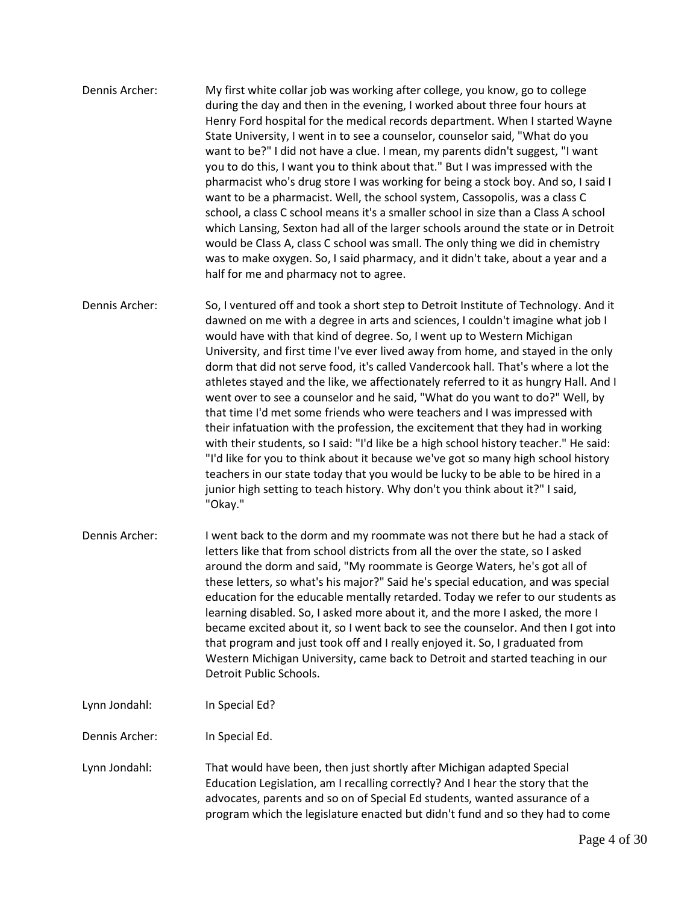Dennis Archer: My first white collar job was working after college, you know, go to college during the day and then in the evening, I worked about three four hours at Henry Ford hospital for the medical records department. When I started Wayne State University, I went in to see a counselor, counselor said, "What do you want to be?" I did not have a clue. I mean, my parents didn't suggest, "I want you to do this, I want you to think about that." But I was impressed with the pharmacist who's drug store I was working for being a stock boy. And so, I said I want to be a pharmacist. Well, the school system, Cassopolis, was a class C school, a class C school means it's a smaller school in size than a Class A school which Lansing, Sexton had all of the larger schools around the state or in Detroit would be Class A, class C school was small. The only thing we did in chemistry was to make oxygen. So, I said pharmacy, and it didn't take, about a year and a half for me and pharmacy not to agree.

Dennis Archer: So, I ventured off and took a short step to Detroit Institute of Technology. And it dawned on me with a degree in arts and sciences, I couldn't imagine what job I would have with that kind of degree. So, I went up to Western Michigan University, and first time I've ever lived away from home, and stayed in the only dorm that did not serve food, it's called Vandercook hall. That's where a lot the athletes stayed and the like, we affectionately referred to it as hungry Hall. And I went over to see a counselor and he said, "What do you want to do?" Well, by that time I'd met some friends who were teachers and I was impressed with their infatuation with the profession, the excitement that they had in working with their students, so I said: "I'd like be a high school history teacher." He said: "I'd like for you to think about it because we've got so many high school history teachers in our state today that you would be lucky to be able to be hired in a junior high setting to teach history. Why don't you think about it?" I said, "Okay."

Dennis Archer: I went back to the dorm and my roommate was not there but he had a stack of letters like that from school districts from all the over the state, so I asked around the dorm and said, "My roommate is George Waters, he's got all of these letters, so what's his major?" Said he's special education, and was special education for the educable mentally retarded. Today we refer to our students as learning disabled. So, I asked more about it, and the more I asked, the more I became excited about it, so I went back to see the counselor. And then I got into that program and just took off and I really enjoyed it. So, I graduated from Western Michigan University, came back to Detroit and started teaching in our Detroit Public Schools.

Lynn Jondahl: In Special Ed?

Dennis Archer: In Special Ed.

Lynn Jondahl: That would have been, then just shortly after Michigan adapted Special Education Legislation, am I recalling correctly? And I hear the story that the advocates, parents and so on of Special Ed students, wanted assurance of a program which the legislature enacted but didn't fund and so they had to come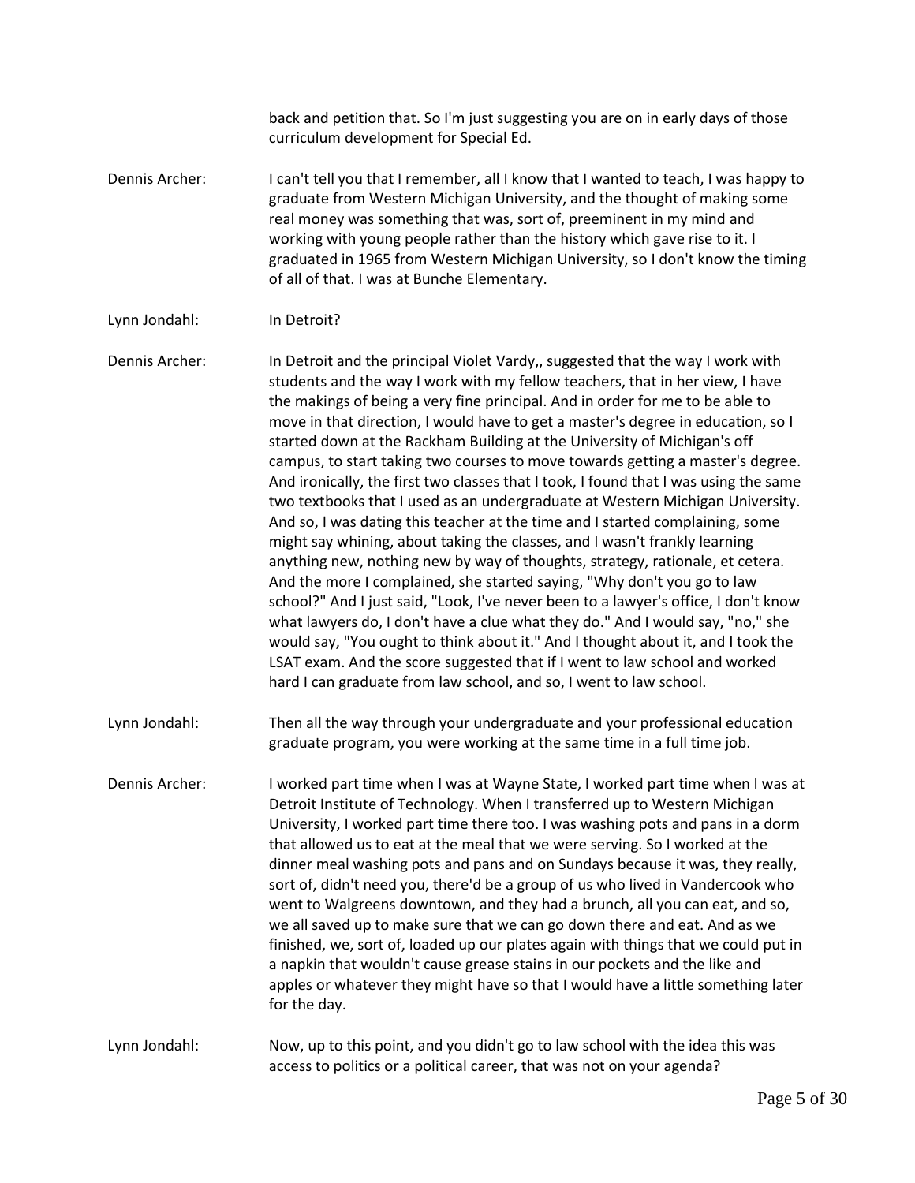back and petition that. So I'm just suggesting you are on in early days of those curriculum development for Special Ed.

Dennis Archer: I can't tell you that I remember, all I know that I wanted to teach, I was happy to graduate from Western Michigan University, and the thought of making some real money was something that was, sort of, preeminent in my mind and working with young people rather than the history which gave rise to it. I graduated in 1965 from Western Michigan University, so I don't know the timing of all of that. I was at Bunche Elementary.

Lynn Jondahl: In Detroit?

Dennis Archer: In Detroit and the principal Violet Vardy,, suggested that the way I work with students and the way I work with my fellow teachers, that in her view, I have the makings of being a very fine principal. And in order for me to be able to move in that direction, I would have to get a master's degree in education, so I started down at the Rackham Building at the University of Michigan's off campus, to start taking two courses to move towards getting a master's degree. And ironically, the first two classes that I took, I found that I was using the same two textbooks that I used as an undergraduate at Western Michigan University. And so, I was dating this teacher at the time and I started complaining, some might say whining, about taking the classes, and I wasn't frankly learning anything new, nothing new by way of thoughts, strategy, rationale, et cetera. And the more I complained, she started saying, "Why don't you go to law school?" And I just said, "Look, I've never been to a lawyer's office, I don't know what lawyers do, I don't have a clue what they do." And I would say, "no," she would say, "You ought to think about it." And I thought about it, and I took the LSAT exam. And the score suggested that if I went to law school and worked hard I can graduate from law school, and so, I went to law school.

Lynn Jondahl: Then all the way through your undergraduate and your professional education graduate program, you were working at the same time in a full time job.

Dennis Archer: I worked part time when I was at Wayne State, I worked part time when I was at Detroit Institute of Technology. When I transferred up to Western Michigan University, I worked part time there too. I was washing pots and pans in a dorm that allowed us to eat at the meal that we were serving. So I worked at the dinner meal washing pots and pans and on Sundays because it was, they really, sort of, didn't need you, there'd be a group of us who lived in Vandercook who went to Walgreens downtown, and they had a brunch, all you can eat, and so, we all saved up to make sure that we can go down there and eat. And as we finished, we, sort of, loaded up our plates again with things that we could put in a napkin that wouldn't cause grease stains in our pockets and the like and apples or whatever they might have so that I would have a little something later for the day.

Lynn Jondahl: Now, up to this point, and you didn't go to law school with the idea this was access to politics or a political career, that was not on your agenda?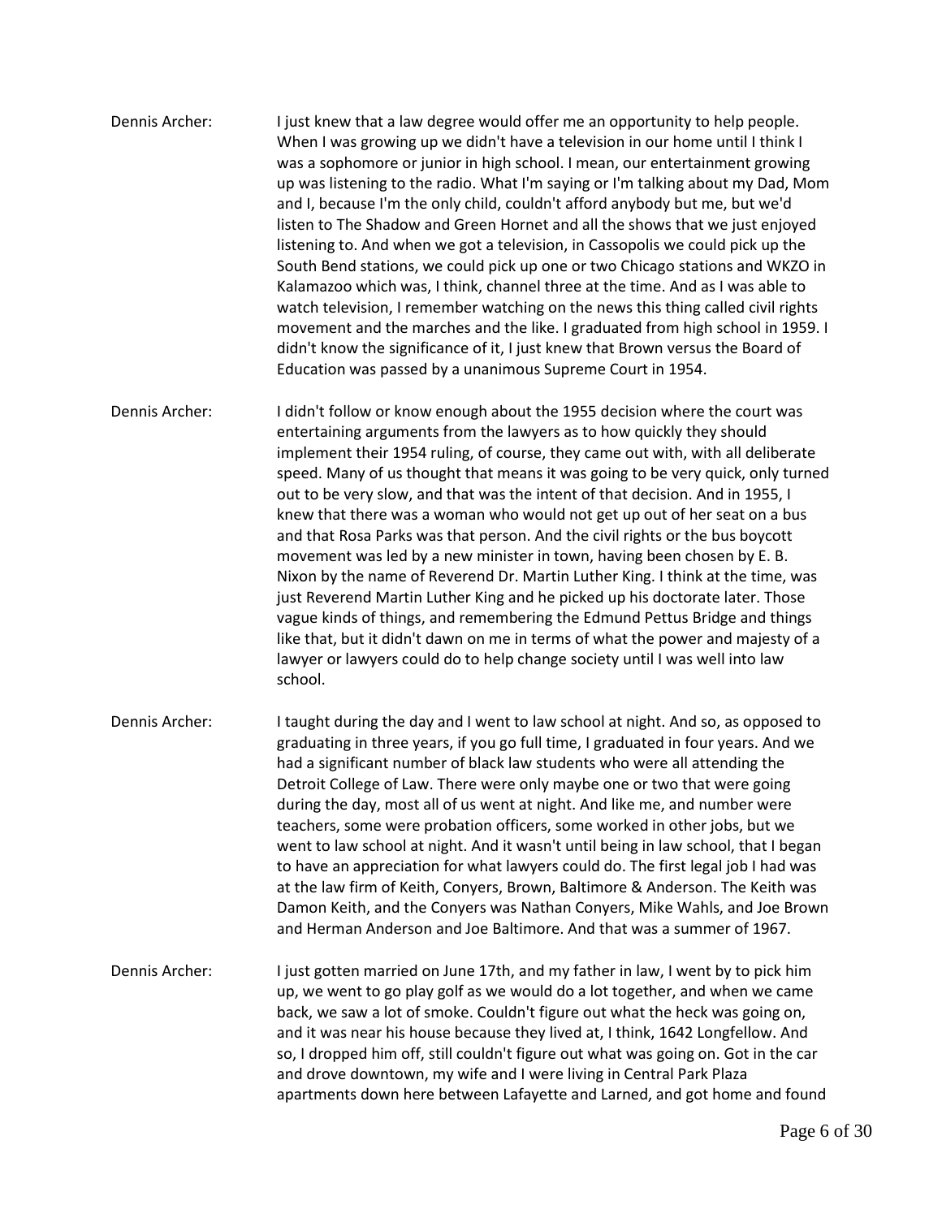Dennis Archer: I just knew that a law degree would offer me an opportunity to help people. When I was growing up we didn't have a television in our home until I think I was a sophomore or junior in high school. I mean, our entertainment growing up was listening to the radio. What I'm saying or I'm talking about my Dad, Mom and I, because I'm the only child, couldn't afford anybody but me, but we'd listen to The Shadow and Green Hornet and all the shows that we just enjoyed listening to. And when we got a television, in Cassopolis we could pick up the South Bend stations, we could pick up one or two Chicago stations and WKZO in Kalamazoo which was, I think, channel three at the time. And as I was able to watch television, I remember watching on the news this thing called civil rights movement and the marches and the like. I graduated from high school in 1959. I didn't know the significance of it, I just knew that Brown versus the Board of Education was passed by a unanimous Supreme Court in 1954.

Dennis Archer: I didn't follow or know enough about the 1955 decision where the court was entertaining arguments from the lawyers as to how quickly they should implement their 1954 ruling, of course, they came out with, with all deliberate speed. Many of us thought that means it was going to be very quick, only turned out to be very slow, and that was the intent of that decision. And in 1955, I knew that there was a woman who would not get up out of her seat on a bus and that Rosa Parks was that person. And the civil rights or the bus boycott movement was led by a new minister in town, having been chosen by E. B. Nixon by the name of Reverend Dr. Martin Luther King. I think at the time, was just Reverend Martin Luther King and he picked up his doctorate later. Those vague kinds of things, and remembering the Edmund Pettus Bridge and things like that, but it didn't dawn on me in terms of what the power and majesty of a lawyer or lawyers could do to help change society until I was well into law school.

Dennis Archer: I taught during the day and I went to law school at night. And so, as opposed to graduating in three years, if you go full time, I graduated in four years. And we had a significant number of black law students who were all attending the Detroit College of Law. There were only maybe one or two that were going during the day, most all of us went at night. And like me, and number were teachers, some were probation officers, some worked in other jobs, but we went to law school at night. And it wasn't until being in law school, that I began to have an appreciation for what lawyers could do. The first legal job I had was at the law firm of Keith, Conyers, Brown, Baltimore & Anderson. The Keith was Damon Keith, and the Conyers was Nathan Conyers, Mike Wahls, and Joe Brown and Herman Anderson and Joe Baltimore. And that was a summer of 1967.

Dennis Archer: I just gotten married on June 17th, and my father in law, I went by to pick him up, we went to go play golf as we would do a lot together, and when we came back, we saw a lot of smoke. Couldn't figure out what the heck was going on, and it was near his house because they lived at, I think, 1642 Longfellow. And so, I dropped him off, still couldn't figure out what was going on. Got in the car and drove downtown, my wife and I were living in Central Park Plaza apartments down here between Lafayette and Larned, and got home and found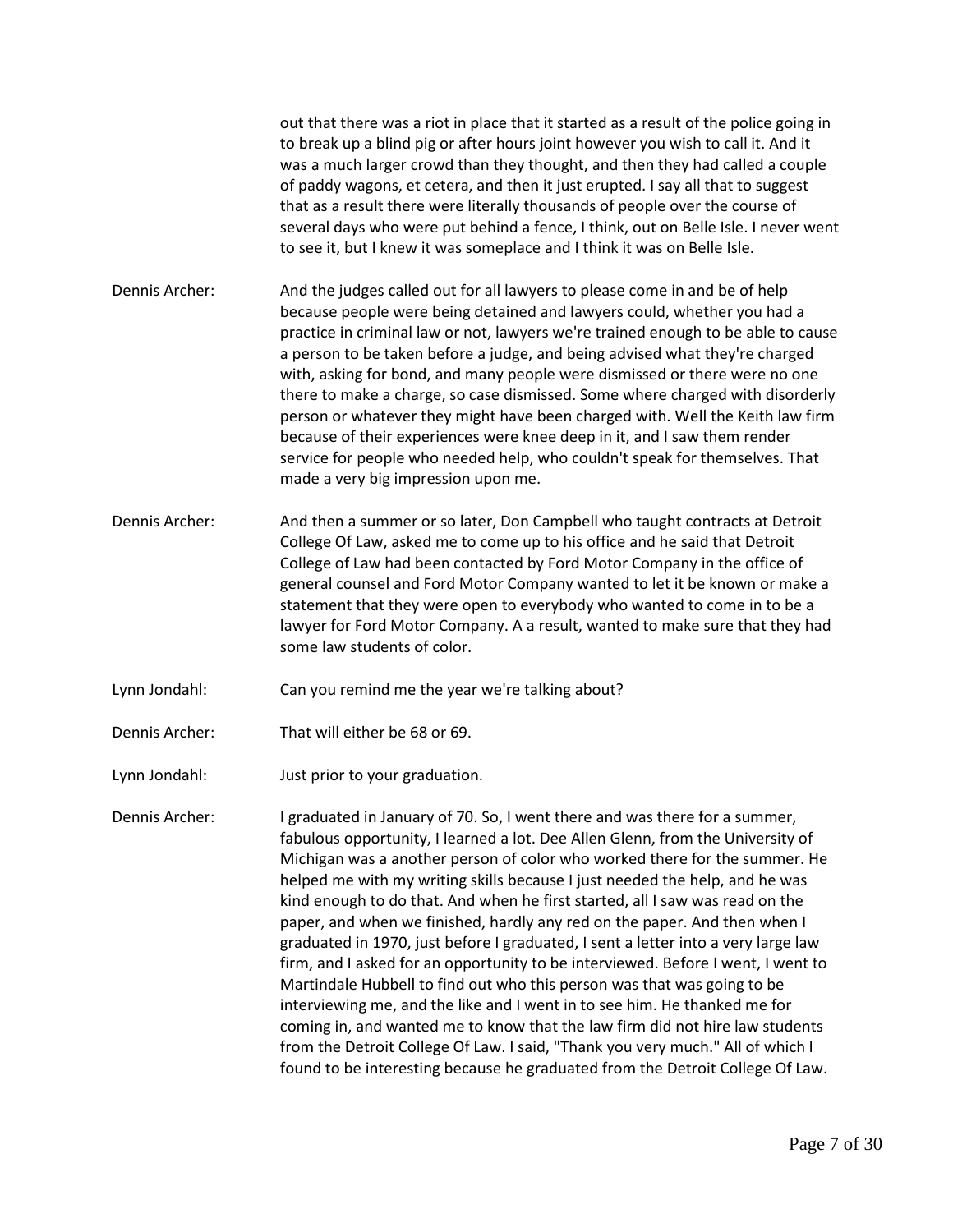out that there was a riot in place that it started as a result of the police going in to break up a blind pig or after hours joint however you wish to call it. And it was a much larger crowd than they thought, and then they had called a couple of paddy wagons, et cetera, and then it just erupted. I say all that to suggest that as a result there were literally thousands of people over the course of several days who were put behind a fence, I think, out on Belle Isle. I never went to see it, but I knew it was someplace and I think it was on Belle Isle.

Dennis Archer: And the judges called out for all lawyers to please come in and be of help because people were being detained and lawyers could, whether you had a practice in criminal law or not, lawyers we're trained enough to be able to cause a person to be taken before a judge, and being advised what they're charged with, asking for bond, and many people were dismissed or there were no one there to make a charge, so case dismissed. Some where charged with disorderly person or whatever they might have been charged with. Well the Keith law firm because of their experiences were knee deep in it, and I saw them render service for people who needed help, who couldn't speak for themselves. That made a very big impression upon me.

Dennis Archer: And then a summer or so later, Don Campbell who taught contracts at Detroit College Of Law, asked me to come up to his office and he said that Detroit College of Law had been contacted by Ford Motor Company in the office of general counsel and Ford Motor Company wanted to let it be known or make a statement that they were open to everybody who wanted to come in to be a lawyer for Ford Motor Company. A a result, wanted to make sure that they had some law students of color.

Lynn Jondahl: Can you remind me the year we're talking about?

Dennis Archer: That will either be 68 or 69.

Lynn Jondahl: Just prior to your graduation.

Dennis Archer: I graduated in January of 70. So, I went there and was there for a summer, fabulous opportunity, I learned a lot. Dee Allen Glenn, from the University of Michigan was a another person of color who worked there for the summer. He helped me with my writing skills because I just needed the help, and he was kind enough to do that. And when he first started, all I saw was read on the paper, and when we finished, hardly any red on the paper. And then when I graduated in 1970, just before I graduated, I sent a letter into a very large law firm, and I asked for an opportunity to be interviewed. Before I went, I went to Martindale Hubbell to find out who this person was that was going to be interviewing me, and the like and I went in to see him. He thanked me for coming in, and wanted me to know that the law firm did not hire law students from the Detroit College Of Law. I said, "Thank you very much." All of which I found to be interesting because he graduated from the Detroit College Of Law.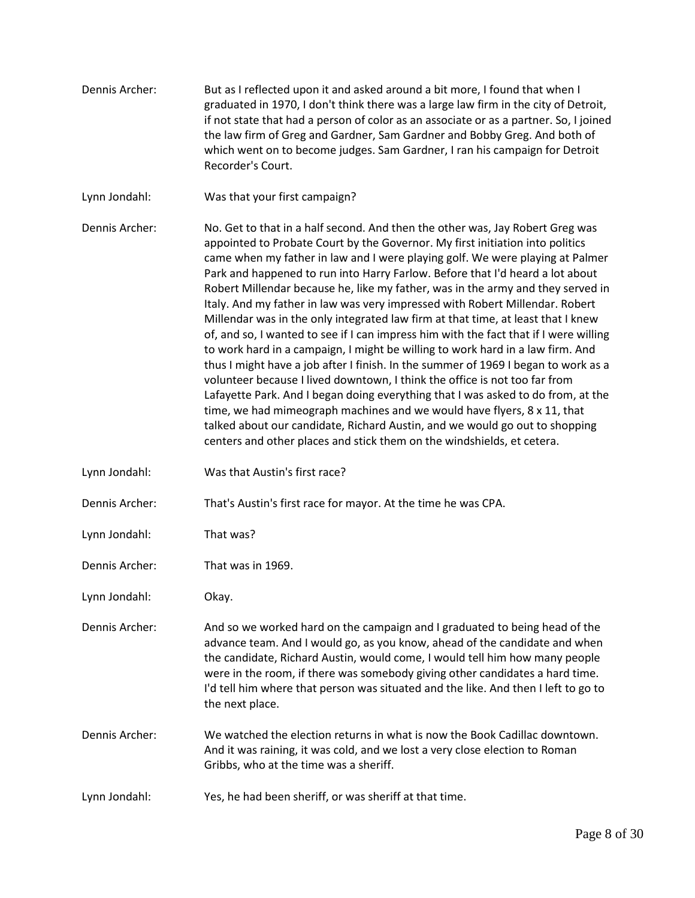Dennis Archer: But as I reflected upon it and asked around a bit more, I found that when I graduated in 1970, I don't think there was a large law firm in the city of Detroit, if not state that had a person of color as an associate or as a partner. So, I joined the law firm of Greg and Gardner, Sam Gardner and Bobby Greg. And both of which went on to become judges. Sam Gardner, I ran his campaign for Detroit Recorder's Court.

Lynn Jondahl: Was that your first campaign?

Dennis Archer: No. Get to that in a half second. And then the other was, Jay Robert Greg was appointed to Probate Court by the Governor. My first initiation into politics came when my father in law and I were playing golf. We were playing at Palmer Park and happened to run into Harry Farlow. Before that I'd heard a lot about Robert Millendar because he, like my father, was in the army and they served in Italy. And my father in law was very impressed with Robert Millendar. Robert Millendar was in the only integrated law firm at that time, at least that I knew of, and so, I wanted to see if I can impress him with the fact that if I were willing to work hard in a campaign, I might be willing to work hard in a law firm. And thus I might have a job after I finish. In the summer of 1969 I began to work as a volunteer because I lived downtown, I think the office is not too far from Lafayette Park. And I began doing everything that I was asked to do from, at the time, we had mimeograph machines and we would have flyers, 8 x 11, that talked about our candidate, Richard Austin, and we would go out to shopping centers and other places and stick them on the windshields, et cetera.

Lynn Jondahl: Was that Austin's first race?

Dennis Archer: That's Austin's first race for mayor. At the time he was CPA.

Lynn Jondahl: That was?

Dennis Archer: That was in 1969.

Lynn Jondahl: Okay.

Dennis Archer: And so we worked hard on the campaign and I graduated to being head of the advance team. And I would go, as you know, ahead of the candidate and when the candidate, Richard Austin, would come, I would tell him how many people were in the room, if there was somebody giving other candidates a hard time. I'd tell him where that person was situated and the like. And then I left to go to the next place.

Dennis Archer: We watched the election returns in what is now the Book Cadillac downtown. And it was raining, it was cold, and we lost a very close election to Roman Gribbs, who at the time was a sheriff.

Lynn Jondahl: Yes, he had been sheriff, or was sheriff at that time.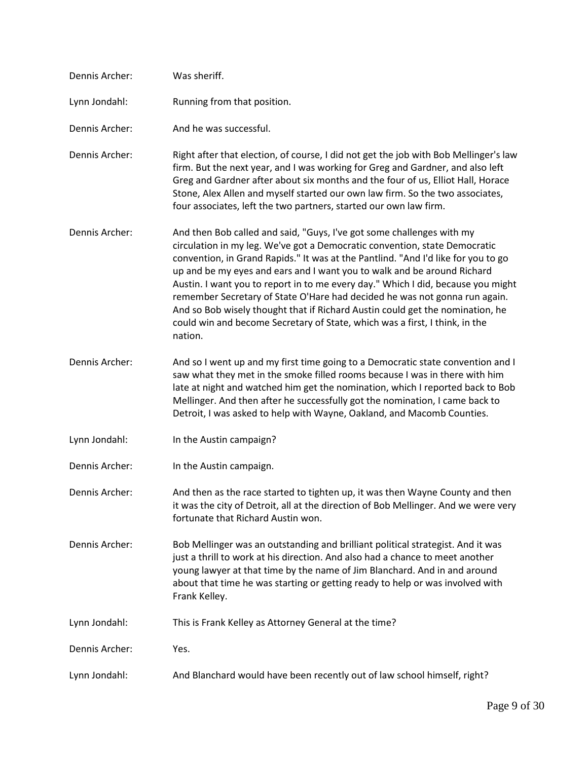Dennis Archer: Was sheriff.

Lynn Jondahl: Running from that position.

Dennis Archer: And he was successful.

Dennis Archer: Right after that election, of course, I did not get the job with Bob Mellinger's law firm. But the next year, and I was working for Greg and Gardner, and also left Greg and Gardner after about six months and the four of us, Elliot Hall, Horace Stone, Alex Allen and myself started our own law firm. So the two associates, four associates, left the two partners, started our own law firm.

Dennis Archer: And then Bob called and said, "Guys, I've got some challenges with my circulation in my leg. We've got a Democratic convention, state Democratic convention, in Grand Rapids." It was at the Pantlind. "And I'd like for you to go up and be my eyes and ears and I want you to walk and be around Richard Austin. I want you to report in to me every day." Which I did, because you might remember Secretary of State O'Hare had decided he was not gonna run again. And so Bob wisely thought that if Richard Austin could get the nomination, he could win and become Secretary of State, which was a first, I think, in the nation.

Dennis Archer: And so I went up and my first time going to a Democratic state convention and I saw what they met in the smoke filled rooms because I was in there with him late at night and watched him get the nomination, which I reported back to Bob Mellinger. And then after he successfully got the nomination, I came back to Detroit, I was asked to help with Wayne, Oakland, and Macomb Counties.

Lynn Jondahl: In the Austin campaign?

Dennis Archer: In the Austin campaign.

Dennis Archer: And then as the race started to tighten up, it was then Wayne County and then it was the city of Detroit, all at the direction of Bob Mellinger. And we were very fortunate that Richard Austin won.

Dennis Archer: Bob Mellinger was an outstanding and brilliant political strategist. And it was just a thrill to work at his direction. And also had a chance to meet another young lawyer at that time by the name of Jim Blanchard. And in and around about that time he was starting or getting ready to help or was involved with Frank Kelley.

Lynn Jondahl: This is Frank Kelley as Attorney General at the time?

Dennis Archer: Yes.

Lynn Jondahl: And Blanchard would have been recently out of law school himself, right?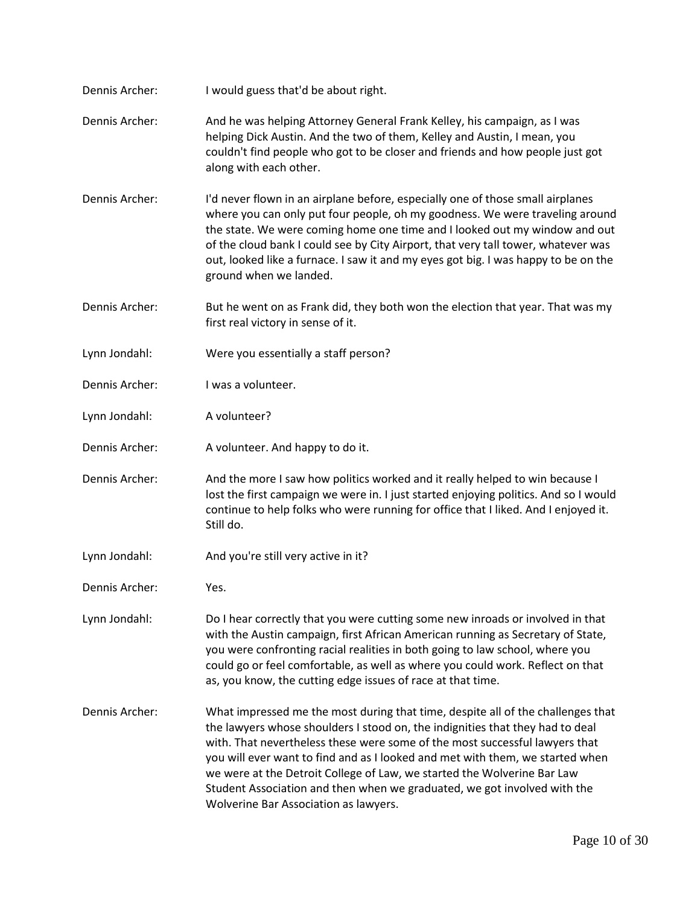Dennis Archer: I would guess that'd be about right.

Dennis Archer: And he was helping Attorney General Frank Kelley, his campaign, as I was helping Dick Austin. And the two of them, Kelley and Austin, I mean, you couldn't find people who got to be closer and friends and how people just got along with each other.

Dennis Archer: I'd never flown in an airplane before, especially one of those small airplanes where you can only put four people, oh my goodness. We were traveling around the state. We were coming home one time and I looked out my window and out of the cloud bank I could see by City Airport, that very tall tower, whatever was out, looked like a furnace. I saw it and my eyes got big. I was happy to be on the ground when we landed.

Dennis Archer: But he went on as Frank did, they both won the election that year. That was my first real victory in sense of it.

Lynn Jondahl: Were you essentially a staff person?

Dennis Archer: I was a volunteer.

Lynn Jondahl: A volunteer?

Dennis Archer: A volunteer. And happy to do it.

Dennis Archer: And the more I saw how politics worked and it really helped to win because I lost the first campaign we were in. I just started enjoying politics. And so I would continue to help folks who were running for office that I liked. And I enjoyed it. Still do.

Lynn Jondahl: And you're still very active in it?

Dennis Archer: Yes.

Lynn Jondahl: Do I hear correctly that you were cutting some new inroads or involved in that with the Austin campaign, first African American running as Secretary of State, you were confronting racial realities in both going to law school, where you could go or feel comfortable, as well as where you could work. Reflect on that as, you know, the cutting edge issues of race at that time.

Dennis Archer: What impressed me the most during that time, despite all of the challenges that the lawyers whose shoulders I stood on, the indignities that they had to deal with. That nevertheless these were some of the most successful lawyers that you will ever want to find and as I looked and met with them, we started when we were at the Detroit College of Law, we started the Wolverine Bar Law Student Association and then when we graduated, we got involved with the Wolverine Bar Association as lawyers.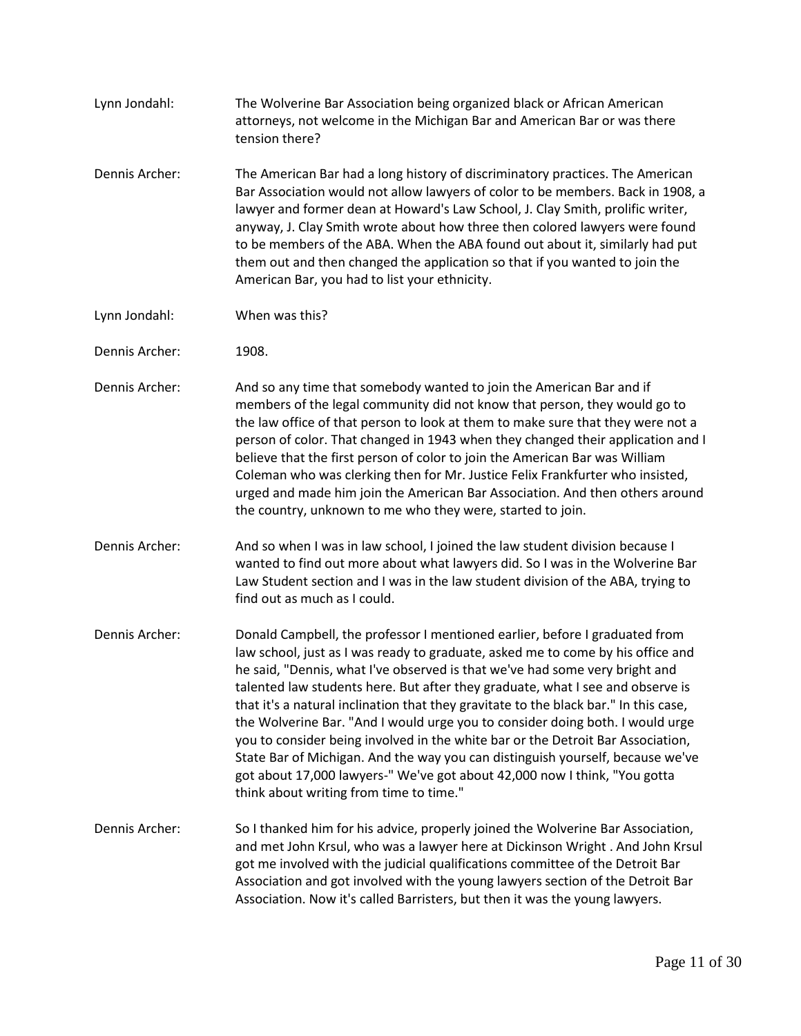Lynn Jondahl: The Wolverine Bar Association being organized black or African American attorneys, not welcome in the Michigan Bar and American Bar or was there tension there?

Dennis Archer: The American Bar had a long history of discriminatory practices. The American Bar Association would not allow lawyers of color to be members. Back in 1908, a lawyer and former dean at Howard's Law School, J. Clay Smith, prolific writer, anyway, J. Clay Smith wrote about how three then colored lawyers were found to be members of the ABA. When the ABA found out about it, similarly had put them out and then changed the application so that if you wanted to join the American Bar, you had to list your ethnicity.

Lynn Jondahl: When was this?

Dennis Archer: 1908.

Dennis Archer: And so any time that somebody wanted to join the American Bar and if members of the legal community did not know that person, they would go to the law office of that person to look at them to make sure that they were not a person of color. That changed in 1943 when they changed their application and I believe that the first person of color to join the American Bar was William Coleman who was clerking then for Mr. Justice Felix Frankfurter who insisted, urged and made him join the American Bar Association. And then others around the country, unknown to me who they were, started to join.

Dennis Archer: And so when I was in law school, I joined the law student division because I wanted to find out more about what lawyers did. So I was in the Wolverine Bar Law Student section and I was in the law student division of the ABA, trying to find out as much as I could.

Dennis Archer: Donald Campbell, the professor I mentioned earlier, before I graduated from law school, just as I was ready to graduate, asked me to come by his office and he said, "Dennis, what I've observed is that we've had some very bright and talented law students here. But after they graduate, what I see and observe is that it's a natural inclination that they gravitate to the black bar." In this case, the Wolverine Bar. "And I would urge you to consider doing both. I would urge you to consider being involved in the white bar or the Detroit Bar Association, State Bar of Michigan. And the way you can distinguish yourself, because we've got about 17,000 lawyers-" We've got about 42,000 now I think, "You gotta think about writing from time to time."

Dennis Archer: So I thanked him for his advice, properly joined the Wolverine Bar Association, and met John Krsul, who was a lawyer here at Dickinson Wright . And John Krsul got me involved with the judicial qualifications committee of the Detroit Bar Association and got involved with the young lawyers section of the Detroit Bar Association. Now it's called Barristers, but then it was the young lawyers.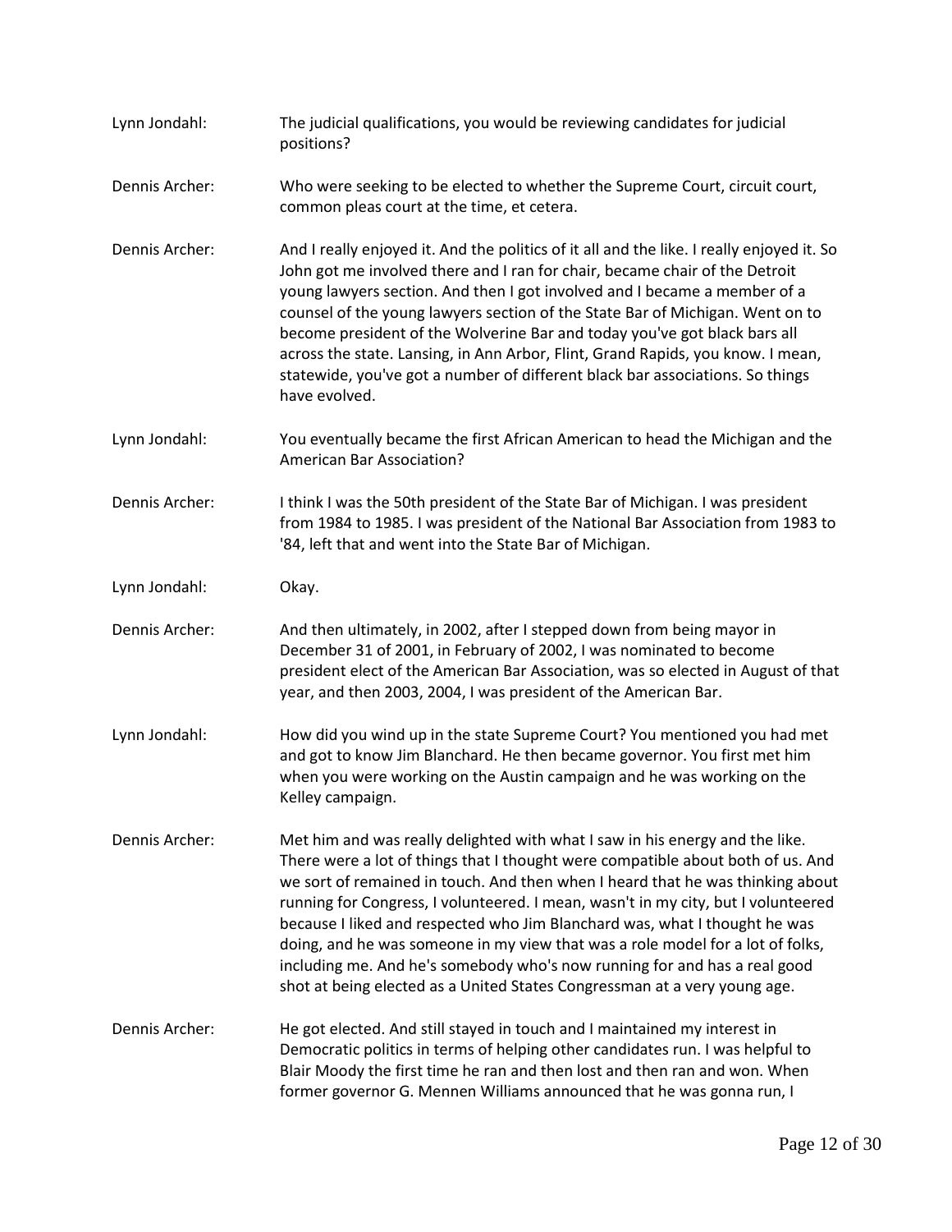Lynn Jondahl: The judicial qualifications, you would be reviewing candidates for judicial positions?

Dennis Archer: Who were seeking to be elected to whether the Supreme Court, circuit court, common pleas court at the time, et cetera.

Dennis Archer: And I really enjoyed it. And the politics of it all and the like. I really enjoyed it. So John got me involved there and I ran for chair, became chair of the Detroit young lawyers section. And then I got involved and I became a member of a counsel of the young lawyers section of the State Bar of Michigan. Went on to become president of the Wolverine Bar and today you've got black bars all across the state. Lansing, in Ann Arbor, Flint, Grand Rapids, you know. I mean, statewide, you've got a number of different black bar associations. So things have evolved.

Lynn Jondahl: You eventually became the first African American to head the Michigan and the American Bar Association?

Dennis Archer: I think I was the 50th president of the State Bar of Michigan. I was president from 1984 to 1985. I was president of the National Bar Association from 1983 to '84, left that and went into the State Bar of Michigan.

Lynn Jondahl: Okay.

Dennis Archer: And then ultimately, in 2002, after I stepped down from being mayor in December 31 of 2001, in February of 2002, I was nominated to become president elect of the American Bar Association, was so elected in August of that year, and then 2003, 2004, I was president of the American Bar.

Lynn Jondahl: How did you wind up in the state Supreme Court? You mentioned you had met and got to know Jim Blanchard. He then became governor. You first met him when you were working on the Austin campaign and he was working on the Kelley campaign.

Dennis Archer: Met him and was really delighted with what I saw in his energy and the like. There were a lot of things that I thought were compatible about both of us. And we sort of remained in touch. And then when I heard that he was thinking about running for Congress, I volunteered. I mean, wasn't in my city, but I volunteered because I liked and respected who Jim Blanchard was, what I thought he was doing, and he was someone in my view that was a role model for a lot of folks, including me. And he's somebody who's now running for and has a real good shot at being elected as a United States Congressman at a very young age.

Dennis Archer: He got elected. And still stayed in touch and I maintained my interest in Democratic politics in terms of helping other candidates run. I was helpful to Blair Moody the first time he ran and then lost and then ran and won. When former governor G. Mennen Williams announced that he was gonna run, I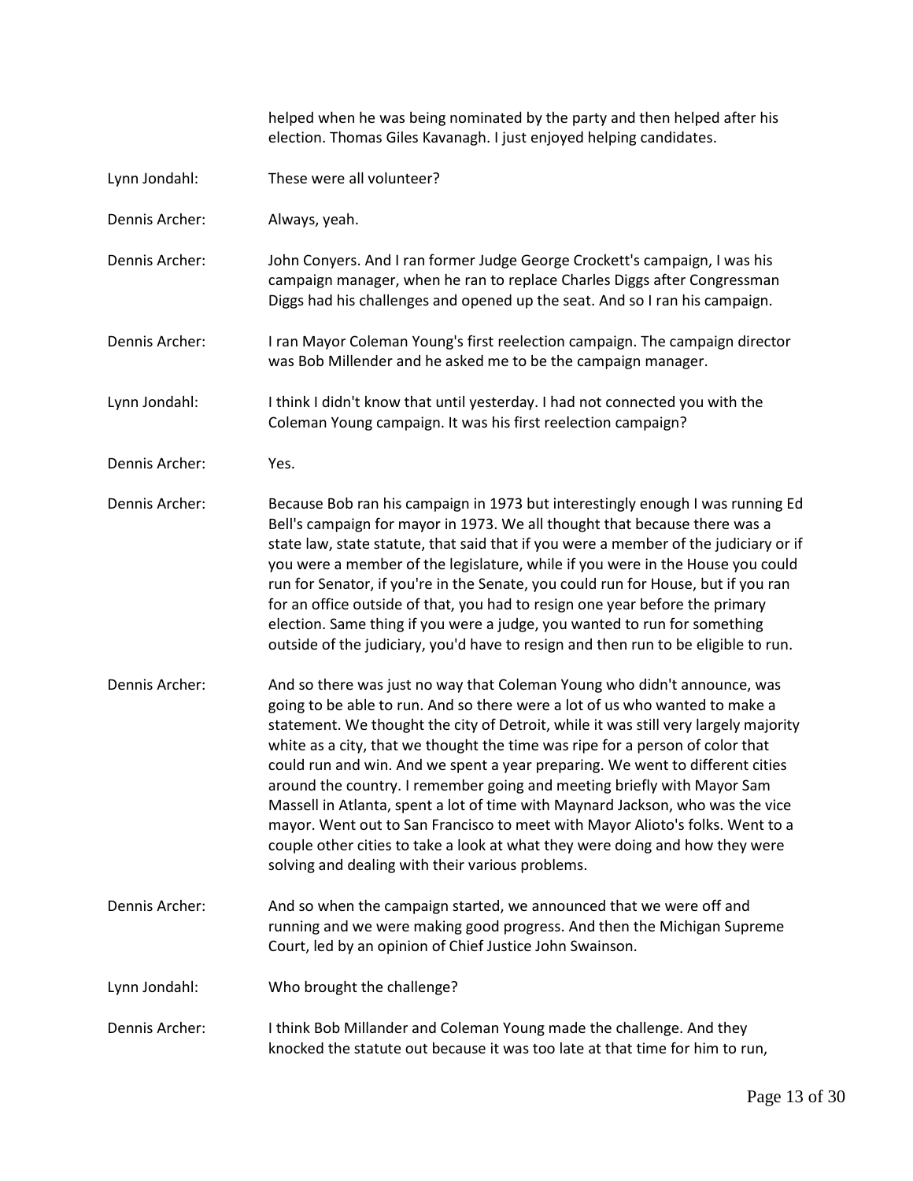helped when he was being nominated by the party and then helped after his election. Thomas Giles Kavanagh. I just enjoyed helping candidates.

Lynn Jondahl: These were all volunteer?

Dennis Archer: Always, yeah.

Dennis Archer: John Conyers. And I ran former Judge George Crockett's campaign, I was his campaign manager, when he ran to replace Charles Diggs after Congressman Diggs had his challenges and opened up the seat. And so I ran his campaign.

Dennis Archer: I ran Mayor Coleman Young's first reelection campaign. The campaign director was Bob Millender and he asked me to be the campaign manager.

Lynn Jondahl: I think I didn't know that until yesterday. I had not connected you with the Coleman Young campaign. It was his first reelection campaign?

Dennis Archer: Yes.

Dennis Archer: Because Bob ran his campaign in 1973 but interestingly enough I was running Ed Bell's campaign for mayor in 1973. We all thought that because there was a state law, state statute, that said that if you were a member of the judiciary or if you were a member of the legislature, while if you were in the House you could run for Senator, if you're in the Senate, you could run for House, but if you ran for an office outside of that, you had to resign one year before the primary election. Same thing if you were a judge, you wanted to run for something outside of the judiciary, you'd have to resign and then run to be eligible to run.

Dennis Archer: And so there was just no way that Coleman Young who didn't announce, was going to be able to run. And so there were a lot of us who wanted to make a statement. We thought the city of Detroit, while it was still very largely majority white as a city, that we thought the time was ripe for a person of color that could run and win. And we spent a year preparing. We went to different cities around the country. I remember going and meeting briefly with Mayor Sam Massell in Atlanta, spent a lot of time with Maynard Jackson, who was the vice mayor. Went out to San Francisco to meet with Mayor Alioto's folks. Went to a couple other cities to take a look at what they were doing and how they were solving and dealing with their various problems.

Dennis Archer: And so when the campaign started, we announced that we were off and running and we were making good progress. And then the Michigan Supreme Court, led by an opinion of Chief Justice John Swainson.

Lynn Jondahl: Who brought the challenge?

Dennis Archer: I think Bob Millander and Coleman Young made the challenge. And they knocked the statute out because it was too late at that time for him to run,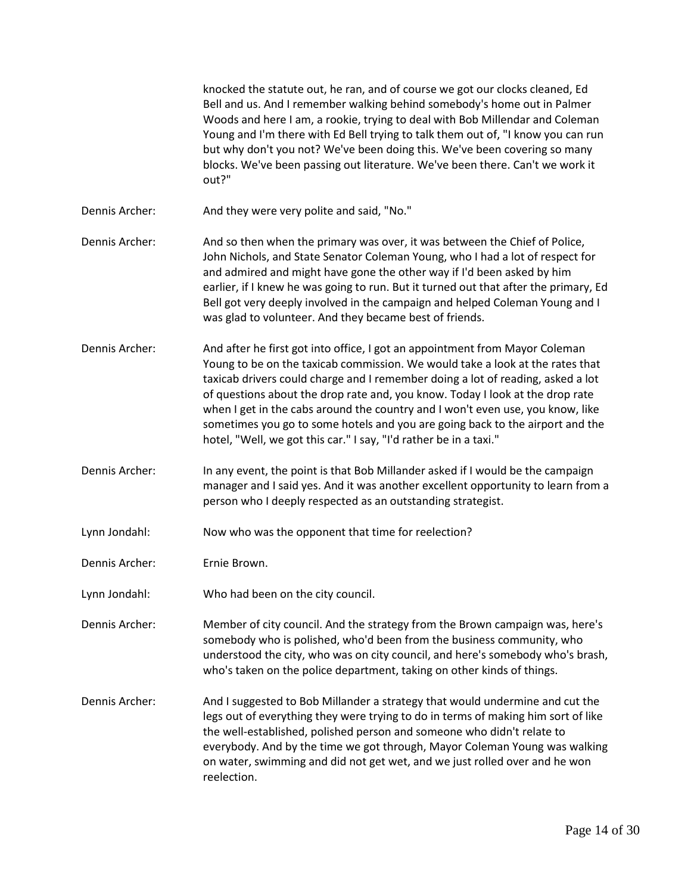knocked the statute out, he ran, and of course we got our clocks cleaned, Ed Bell and us. And I remember walking behind somebody's home out in Palmer Woods and here I am, a rookie, trying to deal with Bob Millendar and Coleman Young and I'm there with Ed Bell trying to talk them out of, "I know you can run but why don't you not? We've been doing this. We've been covering so many blocks. We've been passing out literature. We've been there. Can't we work it out?"

Dennis Archer: And they were very polite and said, "No."

Dennis Archer: And so then when the primary was over, it was between the Chief of Police, John Nichols, and State Senator Coleman Young, who I had a lot of respect for and admired and might have gone the other way if I'd been asked by him earlier, if I knew he was going to run. But it turned out that after the primary, Ed Bell got very deeply involved in the campaign and helped Coleman Young and I was glad to volunteer. And they became best of friends.

Dennis Archer: And after he first got into office, I got an appointment from Mayor Coleman Young to be on the taxicab commission. We would take a look at the rates that taxicab drivers could charge and I remember doing a lot of reading, asked a lot of questions about the drop rate and, you know. Today I look at the drop rate when I get in the cabs around the country and I won't even use, you know, like sometimes you go to some hotels and you are going back to the airport and the hotel, "Well, we got this car." I say, "I'd rather be in a taxi."

Dennis Archer: In any event, the point is that Bob Millander asked if I would be the campaign manager and I said yes. And it was another excellent opportunity to learn from a person who I deeply respected as an outstanding strategist.

Lynn Jondahl: Now who was the opponent that time for reelection?

Dennis Archer: Ernie Brown.

Lynn Jondahl: Who had been on the city council.

Dennis Archer: Member of city council. And the strategy from the Brown campaign was, here's somebody who is polished, who'd been from the business community, who understood the city, who was on city council, and here's somebody who's brash, who's taken on the police department, taking on other kinds of things.

Dennis Archer: And I suggested to Bob Millander a strategy that would undermine and cut the legs out of everything they were trying to do in terms of making him sort of like the well-established, polished person and someone who didn't relate to everybody. And by the time we got through, Mayor Coleman Young was walking on water, swimming and did not get wet, and we just rolled over and he won reelection.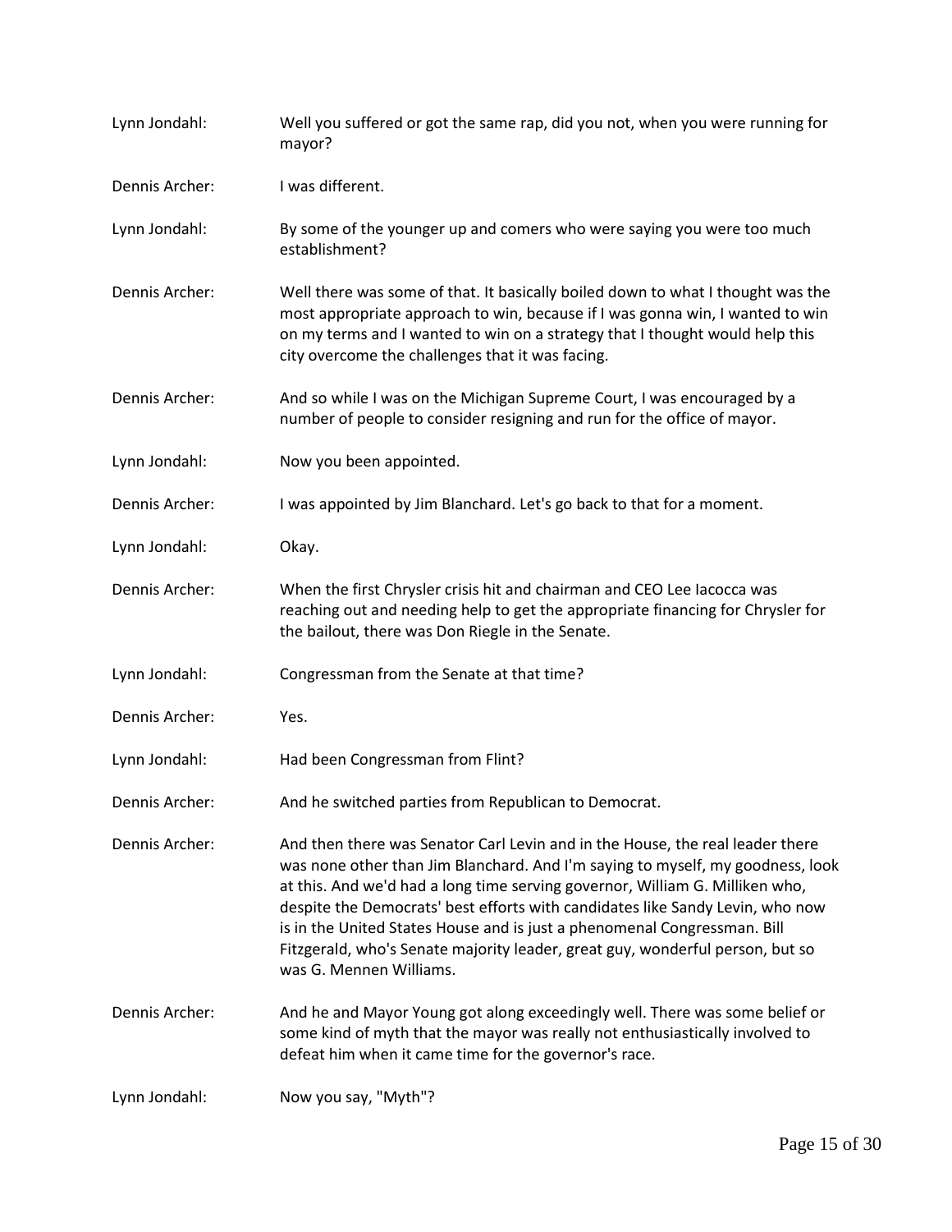Lynn Jondahl: Well you suffered or got the same rap, did you not, when you were running for mayor?

Dennis Archer: I was different.

Lynn Jondahl: By some of the younger up and comers who were saying you were too much establishment?

Dennis Archer: Well there was some of that. It basically boiled down to what I thought was the most appropriate approach to win, because if I was gonna win, I wanted to win on my terms and I wanted to win on a strategy that I thought would help this city overcome the challenges that it was facing.

Dennis Archer: And so while I was on the Michigan Supreme Court, I was encouraged by a number of people to consider resigning and run for the office of mayor.

Lynn Jondahl: Now you been appointed.

Dennis Archer: I was appointed by Jim Blanchard. Let's go back to that for a moment.

Lynn Jondahl: Okay.

Dennis Archer: When the first Chrysler crisis hit and chairman and CEO Lee Iacocca was reaching out and needing help to get the appropriate financing for Chrysler for the bailout, there was Don Riegle in the Senate.

Lynn Jondahl: Congressman from the Senate at that time?

Dennis Archer: Yes.

Lynn Jondahl: Had been Congressman from Flint?

Dennis Archer: And he switched parties from Republican to Democrat.

Dennis Archer: And then there was Senator Carl Levin and in the House, the real leader there was none other than Jim Blanchard. And I'm saying to myself, my goodness, look at this. And we'd had a long time serving governor, William G. Milliken who, despite the Democrats' best efforts with candidates like Sandy Levin, who now is in the United States House and is just a phenomenal Congressman. Bill Fitzgerald, who's Senate majority leader, great guy, wonderful person, but so was G. Mennen Williams.

Dennis Archer: And he and Mayor Young got along exceedingly well. There was some belief or some kind of myth that the mayor was really not enthusiastically involved to defeat him when it came time for the governor's race.

Lynn Jondahl: Now you say, "Myth"?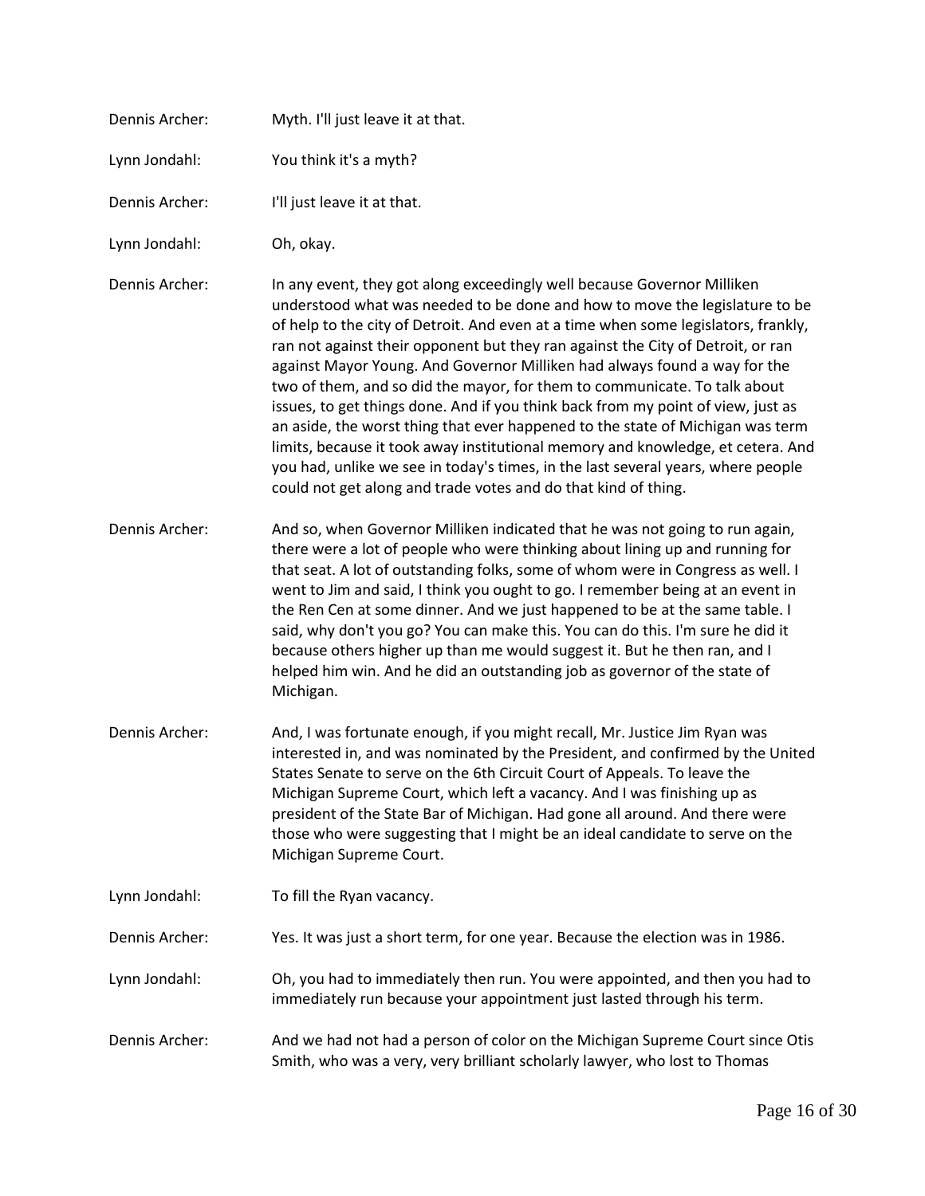Dennis Archer: Myth. I'll just leave it at that.

Lynn Jondahl: You think it's a myth?

Dennis Archer: I'll just leave it at that.

Lynn Jondahl: Oh, okay.

Dennis Archer: In any event, they got along exceedingly well because Governor Milliken understood what was needed to be done and how to move the legislature to be of help to the city of Detroit. And even at a time when some legislators, frankly, ran not against their opponent but they ran against the City of Detroit, or ran against Mayor Young. And Governor Milliken had always found a way for the two of them, and so did the mayor, for them to communicate. To talk about issues, to get things done. And if you think back from my point of view, just as an aside, the worst thing that ever happened to the state of Michigan was term limits, because it took away institutional memory and knowledge, et cetera. And you had, unlike we see in today's times, in the last several years, where people could not get along and trade votes and do that kind of thing.

Dennis Archer: And so, when Governor Milliken indicated that he was not going to run again, there were a lot of people who were thinking about lining up and running for that seat. A lot of outstanding folks, some of whom were in Congress as well. I went to Jim and said, I think you ought to go. I remember being at an event in the Ren Cen at some dinner. And we just happened to be at the same table. I said, why don't you go? You can make this. You can do this. I'm sure he did it because others higher up than me would suggest it. But he then ran, and I helped him win. And he did an outstanding job as governor of the state of Michigan.

Dennis Archer: And, I was fortunate enough, if you might recall, Mr. Justice Jim Ryan was interested in, and was nominated by the President, and confirmed by the United States Senate to serve on the 6th Circuit Court of Appeals. To leave the Michigan Supreme Court, which left a vacancy. And I was finishing up as president of the State Bar of Michigan. Had gone all around. And there were those who were suggesting that I might be an ideal candidate to serve on the Michigan Supreme Court.

Lynn Jondahl: To fill the Ryan vacancy.

Dennis Archer: Yes. It was just a short term, for one year. Because the election was in 1986.

Lynn Jondahl: Oh, you had to immediately then run. You were appointed, and then you had to immediately run because your appointment just lasted through his term.

Dennis Archer: And we had not had a person of color on the Michigan Supreme Court since Otis Smith, who was a very, very brilliant scholarly lawyer, who lost to Thomas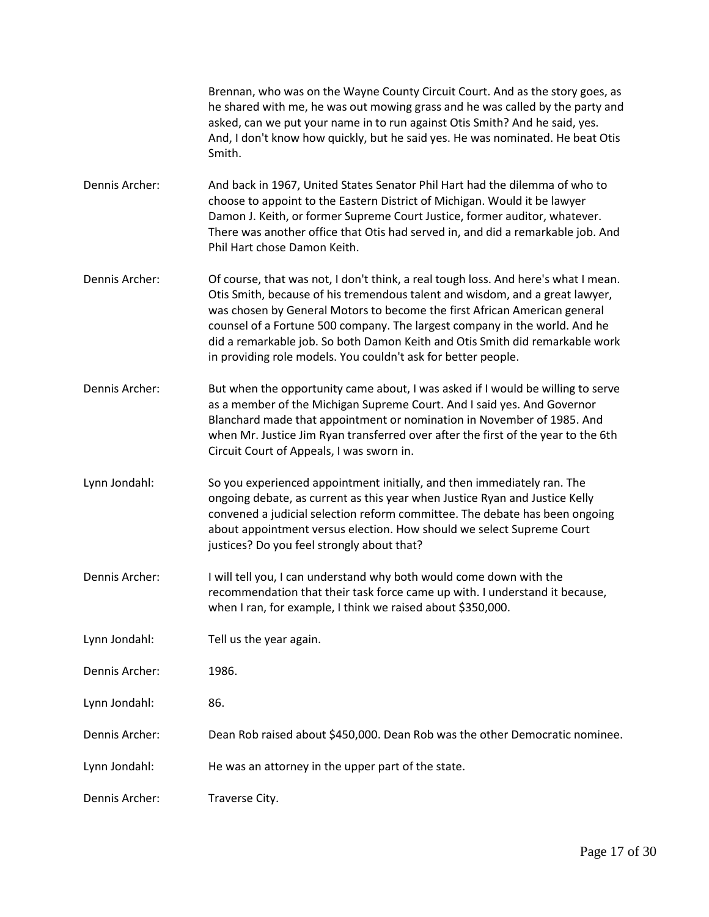Brennan, who was on the Wayne County Circuit Court. And as the story goes, as he shared with me, he was out mowing grass and he was called by the party and asked, can we put your name in to run against Otis Smith? And he said, yes. And, I don't know how quickly, but he said yes. He was nominated. He beat Otis Smith.

Dennis Archer: And back in 1967, United States Senator Phil Hart had the dilemma of who to choose to appoint to the Eastern District of Michigan. Would it be lawyer Damon J. Keith, or former Supreme Court Justice, former auditor, whatever. There was another office that Otis had served in, and did a remarkable job. And Phil Hart chose Damon Keith.

Dennis Archer: Of course, that was not, I don't think, a real tough loss. And here's what I mean. Otis Smith, because of his tremendous talent and wisdom, and a great lawyer, was chosen by General Motors to become the first African American general counsel of a Fortune 500 company. The largest company in the world. And he did a remarkable job. So both Damon Keith and Otis Smith did remarkable work in providing role models. You couldn't ask for better people.

Dennis Archer: But when the opportunity came about, I was asked if I would be willing to serve as a member of the Michigan Supreme Court. And I said yes. And Governor Blanchard made that appointment or nomination in November of 1985. And when Mr. Justice Jim Ryan transferred over after the first of the year to the 6th Circuit Court of Appeals, I was sworn in.

Lynn Jondahl: So you experienced appointment initially, and then immediately ran. The ongoing debate, as current as this year when Justice Ryan and Justice Kelly convened a judicial selection reform committee. The debate has been ongoing about appointment versus election. How should we select Supreme Court justices? Do you feel strongly about that?

Dennis Archer: I will tell you, I can understand why both would come down with the recommendation that their task force came up with. I understand it because, when I ran, for example, I think we raised about $350,000.

Lynn Jondahl: Tell us the year again.

Dennis Archer: 1986.

Lynn Jondahl: 86.

Dennis Archer: Dean Rob raised about $450,000. Dean Rob was the other Democratic nominee.

Lynn Jondahl: He was an attorney in the upper part of the state.

Dennis Archer: Traverse City.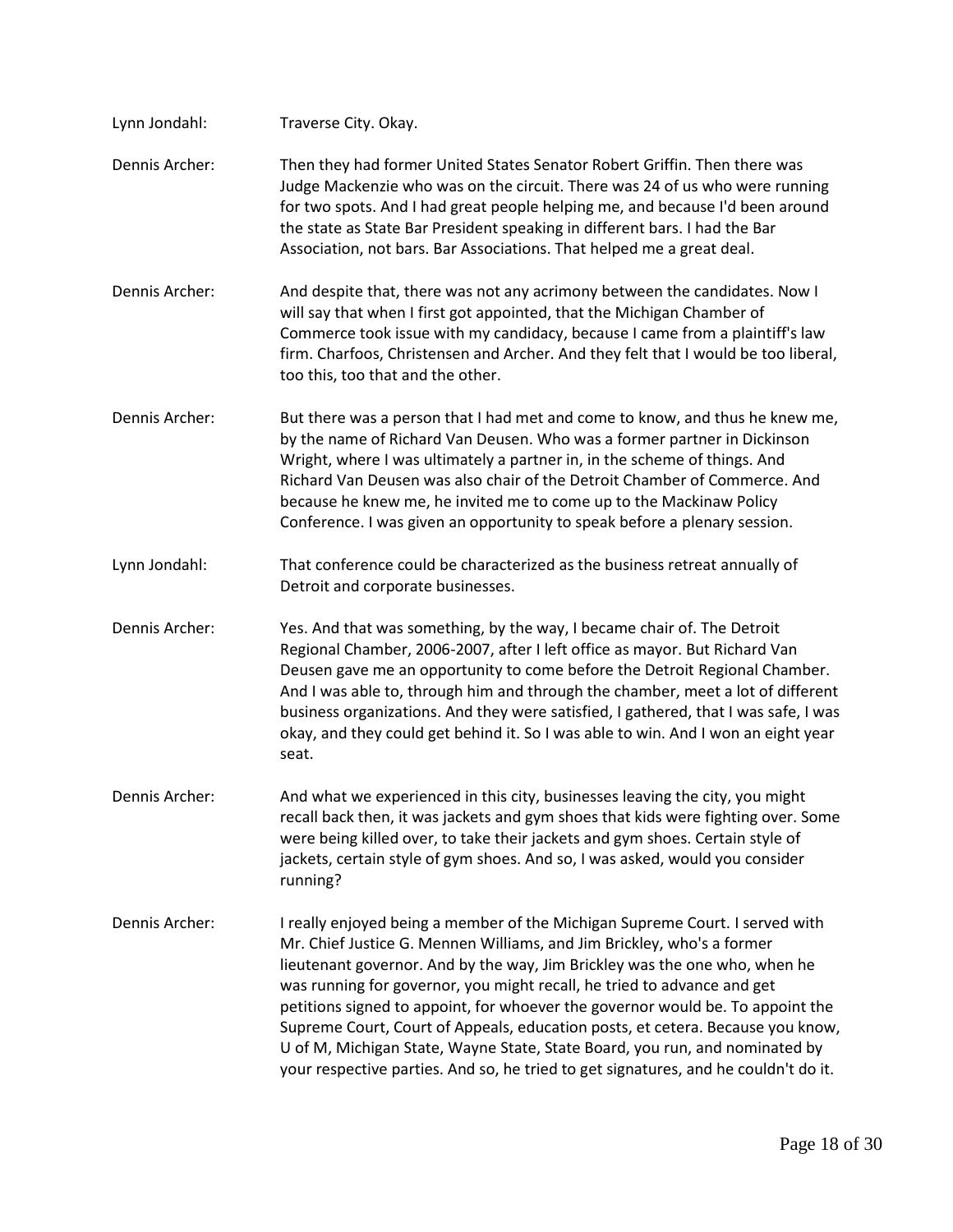Lynn Jondahl: Traverse City. Okay.

Dennis Archer: Then they had former United States Senator Robert Griffin. Then there was Judge Mackenzie who was on the circuit. There was 24 of us who were running for two spots. And I had great people helping me, and because I'd been around the state as State Bar President speaking in different bars. I had the Bar Association, not bars. Bar Associations. That helped me a great deal.

Dennis Archer: And despite that, there was not any acrimony between the candidates. Now I will say that when I first got appointed, that the Michigan Chamber of Commerce took issue with my candidacy, because I came from a plaintiff's law firm. Charfoos, Christensen and Archer. And they felt that I would be too liberal, too this, too that and the other.

Dennis Archer: But there was a person that I had met and come to know, and thus he knew me, by the name of Richard Van Deusen. Who was a former partner in Dickinson Wright, where I was ultimately a partner in, in the scheme of things. And Richard Van Deusen was also chair of the Detroit Chamber of Commerce. And because he knew me, he invited me to come up to the Mackinaw Policy Conference. I was given an opportunity to speak before a plenary session.

Lynn Jondahl: That conference could be characterized as the business retreat annually of Detroit and corporate businesses.

Dennis Archer: Yes. And that was something, by the way, I became chair of. The Detroit Regional Chamber, 2006-2007, after I left office as mayor. But Richard Van Deusen gave me an opportunity to come before the Detroit Regional Chamber. And I was able to, through him and through the chamber, meet a lot of different business organizations. And they were satisfied, I gathered, that I was safe, I was okay, and they could get behind it. So I was able to win. And I won an eight year seat.

Dennis Archer: And what we experienced in this city, businesses leaving the city, you might recall back then, it was jackets and gym shoes that kids were fighting over. Some were being killed over, to take their jackets and gym shoes. Certain style of jackets, certain style of gym shoes. And so, I was asked, would you consider running?

Dennis Archer: I really enjoyed being a member of the Michigan Supreme Court. I served with Mr. Chief Justice G. Mennen Williams, and Jim Brickley, who's a former lieutenant governor. And by the way, Jim Brickley was the one who, when he was running for governor, you might recall, he tried to advance and get petitions signed to appoint, for whoever the governor would be. To appoint the Supreme Court, Court of Appeals, education posts, et cetera. Because you know, U of M, Michigan State, Wayne State, State Board, you run, and nominated by your respective parties. And so, he tried to get signatures, and he couldn't do it.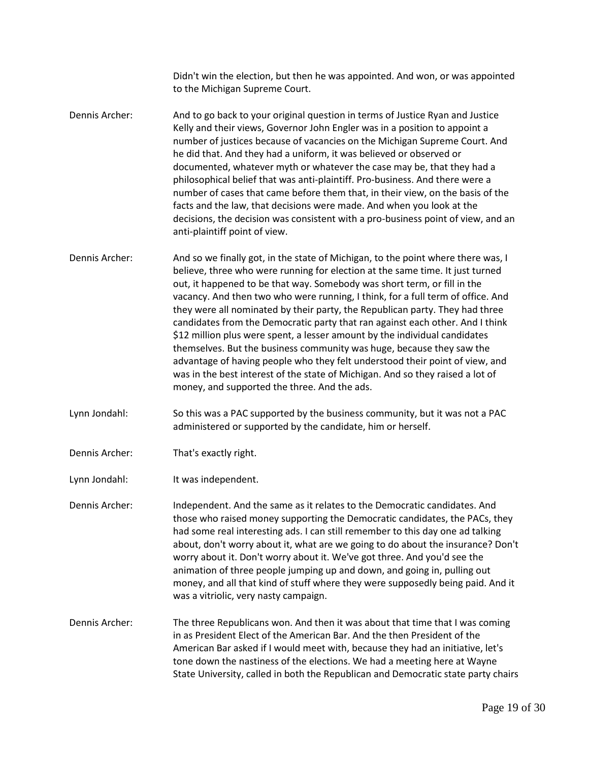Didn't win the election, but then he was appointed. And won, or was appointed to the Michigan Supreme Court.

Dennis Archer: And to go back to your original question in terms of Justice Ryan and Justice Kelly and their views, Governor John Engler was in a position to appoint a number of justices because of vacancies on the Michigan Supreme Court. And he did that. And they had a uniform, it was believed or observed or documented, whatever myth or whatever the case may be, that they had a philosophical belief that was anti-plaintiff. Pro-business. And there were a number of cases that came before them that, in their view, on the basis of the facts and the law, that decisions were made. And when you look at the decisions, the decision was consistent with a pro-business point of view, and an anti-plaintiff point of view.

Dennis Archer: And so we finally got, in the state of Michigan, to the point where there was, I believe, three who were running for election at the same time. It just turned out, it happened to be that way. Somebody was short term, or fill in the vacancy. And then two who were running, I think, for a full term of office. And they were all nominated by their party, the Republican party. They had three candidates from the Democratic party that ran against each other. And I think $12 million plus were spent, a lesser amount by the individual candidates themselves. But the business community was huge, because they saw the advantage of having people who they felt understood their point of view, and was in the best interest of the state of Michigan. And so they raised a lot of money, and supported the three. And the ads.

Lynn Jondahl: So this was a PAC supported by the business community, but it was not a PAC administered or supported by the candidate, him or herself.

Dennis Archer: That's exactly right.

Lynn Jondahl: It was independent.

Dennis Archer: Independent. And the same as it relates to the Democratic candidates. And those who raised money supporting the Democratic candidates, the PACs, they had some real interesting ads. I can still remember to this day one ad talking about, don't worry about it, what are we going to do about the insurance? Don't worry about it. Don't worry about it. We've got three. And you'd see the animation of three people jumping up and down, and going in, pulling out money, and all that kind of stuff where they were supposedly being paid. And it was a vitriolic, very nasty campaign.

Dennis Archer: The three Republicans won. And then it was about that time that I was coming in as President Elect of the American Bar. And the then President of the American Bar asked if I would meet with, because they had an initiative, let's tone down the nastiness of the elections. We had a meeting here at Wayne State University, called in both the Republican and Democratic state party chairs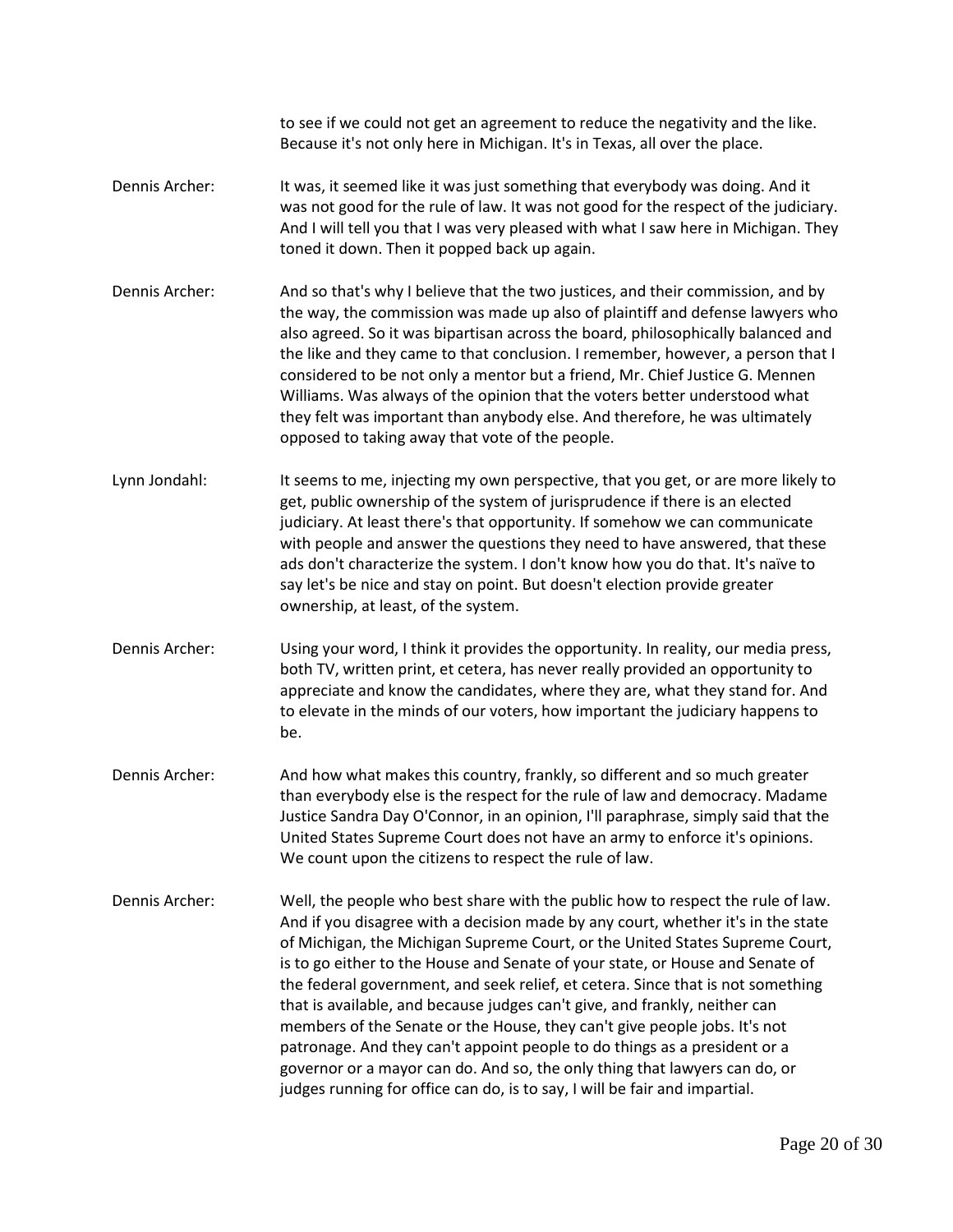to see if we could not get an agreement to reduce the negativity and the like. Because it's not only here in Michigan. It's in Texas, all over the place.

Dennis Archer: It was, it seemed like it was just something that everybody was doing. And it was not good for the rule of law. It was not good for the respect of the judiciary. And I will tell you that I was very pleased with what I saw here in Michigan. They toned it down. Then it popped back up again.

Dennis Archer: And so that's why I believe that the two justices, and their commission, and by the way, the commission was made up also of plaintiff and defense lawyers who also agreed. So it was bipartisan across the board, philosophically balanced and the like and they came to that conclusion. I remember, however, a person that I considered to be not only a mentor but a friend, Mr. Chief Justice G. Mennen Williams. Was always of the opinion that the voters better understood what they felt was important than anybody else. And therefore, he was ultimately opposed to taking away that vote of the people.

Lynn Jondahl: It seems to me, injecting my own perspective, that you get, or are more likely to get, public ownership of the system of jurisprudence if there is an elected judiciary. At least there's that opportunity. If somehow we can communicate with people and answer the questions they need to have answered, that these ads don't characterize the system. I don't know how you do that. It's naïve to say let's be nice and stay on point. But doesn't election provide greater ownership, at least, of the system.

Dennis Archer: Using your word, I think it provides the opportunity. In reality, our media press, both TV, written print, et cetera, has never really provided an opportunity to appreciate and know the candidates, where they are, what they stand for. And to elevate in the minds of our voters, how important the judiciary happens to be.

Dennis Archer: And how what makes this country, frankly, so different and so much greater than everybody else is the respect for the rule of law and democracy. Madame Justice Sandra Day O'Connor, in an opinion, I'll paraphrase, simply said that the United States Supreme Court does not have an army to enforce it's opinions. We count upon the citizens to respect the rule of law.

Dennis Archer: Well, the people who best share with the public how to respect the rule of law. And if you disagree with a decision made by any court, whether it's in the state of Michigan, the Michigan Supreme Court, or the United States Supreme Court, is to go either to the House and Senate of your state, or House and Senate of the federal government, and seek relief, et cetera. Since that is not something that is available, and because judges can't give, and frankly, neither can members of the Senate or the House, they can't give people jobs. It's not patronage. And they can't appoint people to do things as a president or a governor or a mayor can do. And so, the only thing that lawyers can do, or judges running for office can do, is to say, I will be fair and impartial.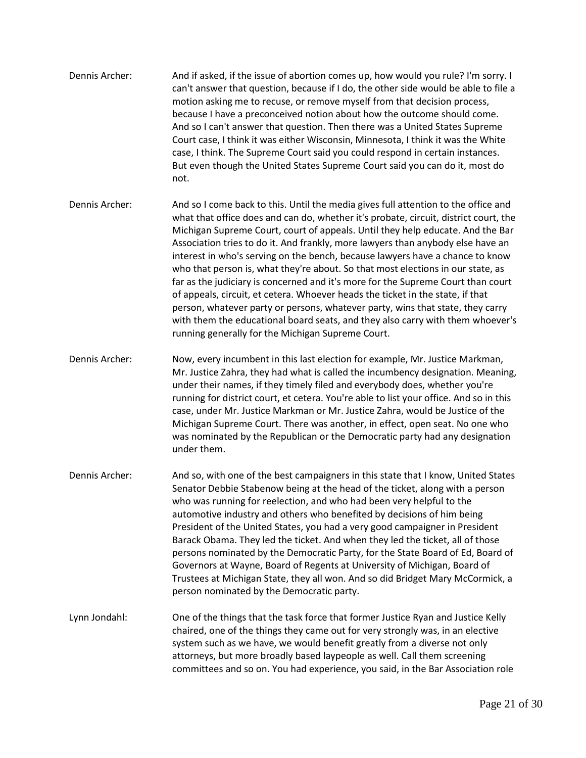Dennis Archer: And if asked, if the issue of abortion comes up, how would you rule? I'm sorry. I can't answer that question, because if I do, the other side would be able to file a motion asking me to recuse, or remove myself from that decision process, because I have a preconceived notion about how the outcome should come. And so I can't answer that question. Then there was a United States Supreme Court case, I think it was either Wisconsin, Minnesota, I think it was the White case, I think. The Supreme Court said you could respond in certain instances. But even though the United States Supreme Court said you can do it, most do not.

Dennis Archer: And so I come back to this. Until the media gives full attention to the office and what that office does and can do, whether it's probate, circuit, district court, the Michigan Supreme Court, court of appeals. Until they help educate. And the Bar Association tries to do it. And frankly, more lawyers than anybody else have an interest in who's serving on the bench, because lawyers have a chance to know who that person is, what they're about. So that most elections in our state, as far as the judiciary is concerned and it's more for the Supreme Court than court of appeals, circuit, et cetera. Whoever heads the ticket in the state, if that person, whatever party or persons, whatever party, wins that state, they carry with them the educational board seats, and they also carry with them whoever's running generally for the Michigan Supreme Court.

Dennis Archer: Now, every incumbent in this last election for example, Mr. Justice Markman, Mr. Justice Zahra, they had what is called the incumbency designation. Meaning, under their names, if they timely filed and everybody does, whether you're running for district court, et cetera. You're able to list your office. And so in this case, under Mr. Justice Markman or Mr. Justice Zahra, would be Justice of the Michigan Supreme Court. There was another, in effect, open seat. No one who was nominated by the Republican or the Democratic party had any designation under them.

Dennis Archer: And so, with one of the best campaigners in this state that I know, United States Senator Debbie Stabenow being at the head of the ticket, along with a person who was running for reelection, and who had been very helpful to the automotive industry and others who benefited by decisions of him being President of the United States, you had a very good campaigner in President Barack Obama. They led the ticket. And when they led the ticket, all of those persons nominated by the Democratic Party, for the State Board of Ed, Board of Governors at Wayne, Board of Regents at University of Michigan, Board of Trustees at Michigan State, they all won. And so did Bridget Mary McCormick, a person nominated by the Democratic party.

Lynn Jondahl: One of the things that the task force that former Justice Ryan and Justice Kelly chaired, one of the things they came out for very strongly was, in an elective system such as we have, we would benefit greatly from a diverse not only attorneys, but more broadly based laypeople as well. Call them screening committees and so on. You had experience, you said, in the Bar Association role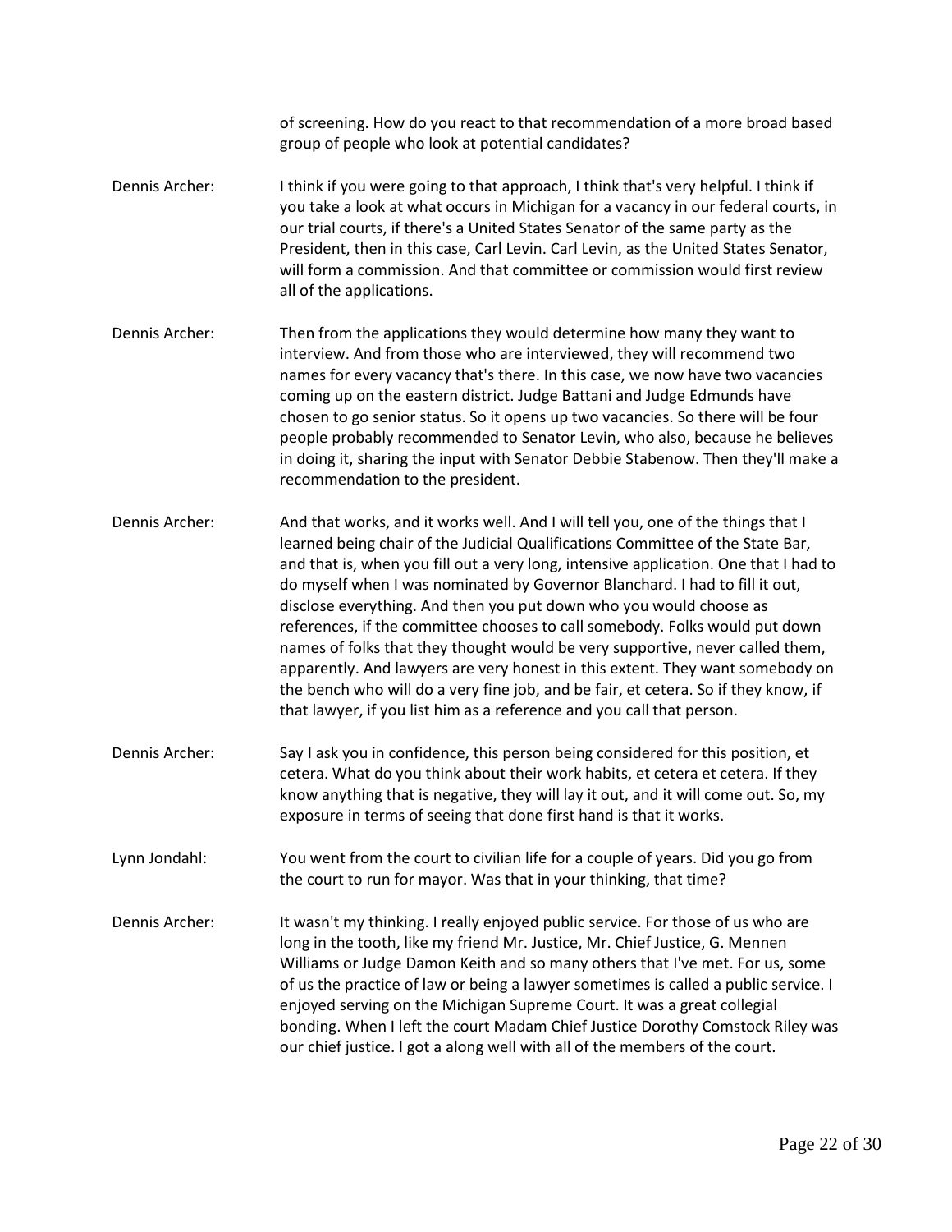of screening. How do you react to that recommendation of a more broad based group of people who look at potential candidates?

Dennis Archer: I think if you were going to that approach, I think that's very helpful. I think if you take a look at what occurs in Michigan for a vacancy in our federal courts, in our trial courts, if there's a United States Senator of the same party as the President, then in this case, Carl Levin. Carl Levin, as the United States Senator, will form a commission. And that committee or commission would first review all of the applications.

Dennis Archer: Then from the applications they would determine how many they want to interview. And from those who are interviewed, they will recommend two names for every vacancy that's there. In this case, we now have two vacancies coming up on the eastern district. Judge Battani and Judge Edmunds have chosen to go senior status. So it opens up two vacancies. So there will be four people probably recommended to Senator Levin, who also, because he believes in doing it, sharing the input with Senator Debbie Stabenow. Then they'll make a recommendation to the president.

Dennis Archer: And that works, and it works well. And I will tell you, one of the things that I learned being chair of the Judicial Qualifications Committee of the State Bar, and that is, when you fill out a very long, intensive application. One that I had to do myself when I was nominated by Governor Blanchard. I had to fill it out, disclose everything. And then you put down who you would choose as references, if the committee chooses to call somebody. Folks would put down names of folks that they thought would be very supportive, never called them, apparently. And lawyers are very honest in this extent. They want somebody on the bench who will do a very fine job, and be fair, et cetera. So if they know, if that lawyer, if you list him as a reference and you call that person.

Dennis Archer: Say I ask you in confidence, this person being considered for this position, et cetera. What do you think about their work habits, et cetera et cetera. If they know anything that is negative, they will lay it out, and it will come out. So, my exposure in terms of seeing that done first hand is that it works.

Lynn Jondahl: You went from the court to civilian life for a couple of years. Did you go from the court to run for mayor. Was that in your thinking, that time?

Dennis Archer: It wasn't my thinking. I really enjoyed public service. For those of us who are long in the tooth, like my friend Mr. Justice, Mr. Chief Justice, G. Mennen Williams or Judge Damon Keith and so many others that I've met. For us, some of us the practice of law or being a lawyer sometimes is called a public service. I enjoyed serving on the Michigan Supreme Court. It was a great collegial bonding. When I left the court Madam Chief Justice Dorothy Comstock Riley was our chief justice. I got a along well with all of the members of the court.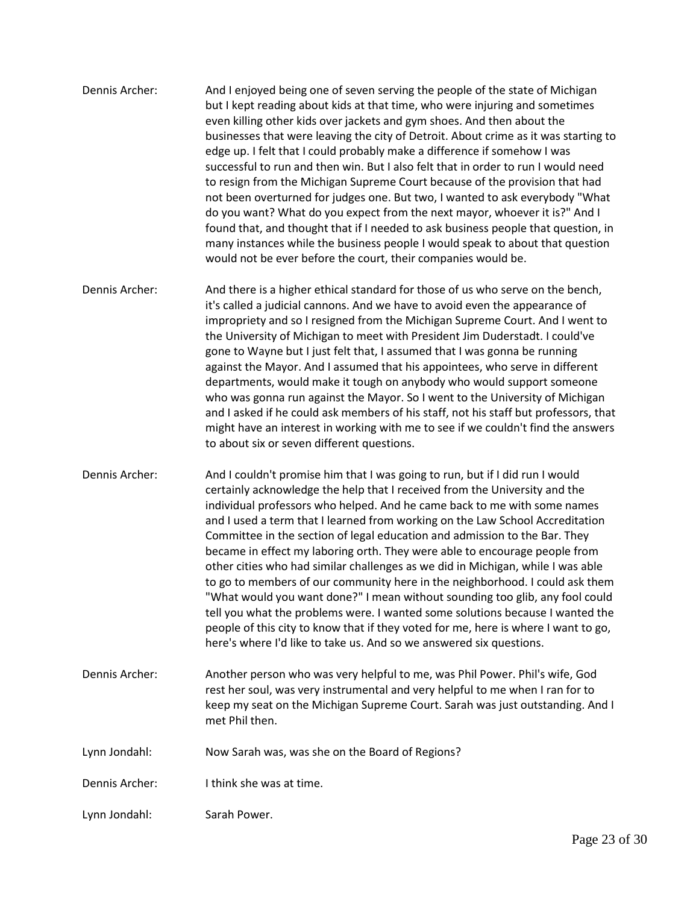Dennis Archer: And I enjoyed being one of seven serving the people of the state of Michigan but I kept reading about kids at that time, who were injuring and sometimes even killing other kids over jackets and gym shoes. And then about the businesses that were leaving the city of Detroit. About crime as it was starting to edge up. I felt that I could probably make a difference if somehow I was successful to run and then win. But I also felt that in order to run I would need to resign from the Michigan Supreme Court because of the provision that had not been overturned for judges one. But two, I wanted to ask everybody "What do you want? What do you expect from the next mayor, whoever it is?" And I found that, and thought that if I needed to ask business people that question, in many instances while the business people I would speak to about that question would not be ever before the court, their companies would be.

Dennis Archer: And there is a higher ethical standard for those of us who serve on the bench, it's called a judicial cannons. And we have to avoid even the appearance of impropriety and so I resigned from the Michigan Supreme Court. And I went to the University of Michigan to meet with President Jim Duderstadt. I could've gone to Wayne but I just felt that, I assumed that I was gonna be running against the Mayor. And I assumed that his appointees, who serve in different departments, would make it tough on anybody who would support someone who was gonna run against the Mayor. So I went to the University of Michigan and I asked if he could ask members of his staff, not his staff but professors, that might have an interest in working with me to see if we couldn't find the answers to about six or seven different questions.

Dennis Archer: And I couldn't promise him that I was going to run, but if I did run I would certainly acknowledge the help that I received from the University and the individual professors who helped. And he came back to me with some names and I used a term that I learned from working on the Law School Accreditation Committee in the section of legal education and admission to the Bar. They became in effect my laboring orth. They were able to encourage people from other cities who had similar challenges as we did in Michigan, while I was able to go to members of our community here in the neighborhood. I could ask them "What would you want done?" I mean without sounding too glib, any fool could tell you what the problems were. I wanted some solutions because I wanted the people of this city to know that if they voted for me, here is where I want to go, here's where I'd like to take us. And so we answered six questions.

Dennis Archer: Another person who was very helpful to me, was Phil Power. Phil's wife, God rest her soul, was very instrumental and very helpful to me when I ran for to keep my seat on the Michigan Supreme Court. Sarah was just outstanding. And I met Phil then.

Lynn Jondahl: Now Sarah was, was she on the Board of Regions?

Dennis Archer: I think she was at time.

Lynn Jondahl: Sarah Power.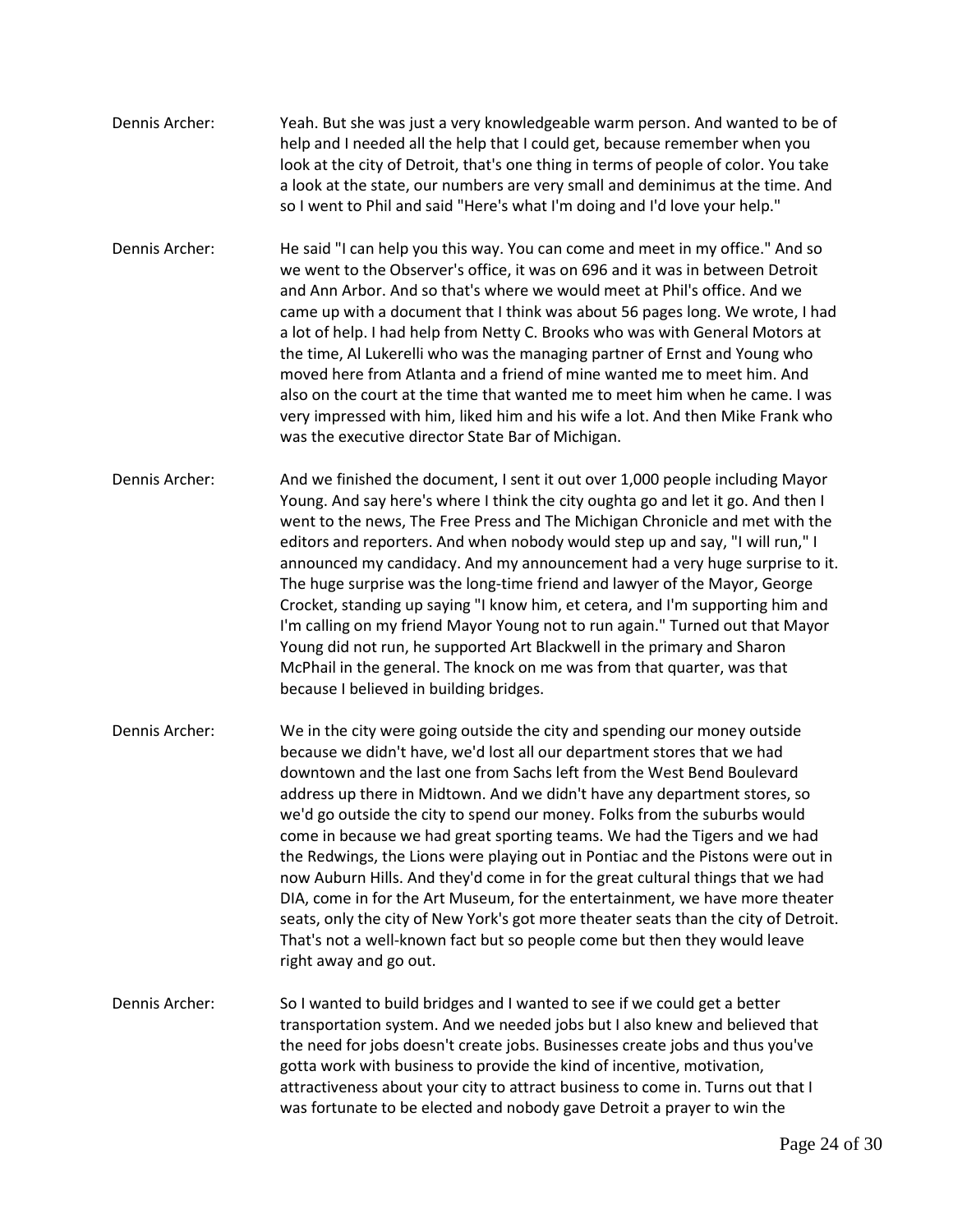Dennis Archer: Yeah. But she was just a very knowledgeable warm person. And wanted to be of help and I needed all the help that I could get, because remember when you look at the city of Detroit, that's one thing in terms of people of color. You take a look at the state, our numbers are very small and deminimus at the time. And so I went to Phil and said "Here's what I'm doing and I'd love your help."

Dennis Archer: He said "I can help you this way. You can come and meet in my office." And so we went to the Observer's office, it was on 696 and it was in between Detroit and Ann Arbor. And so that's where we would meet at Phil's office. And we came up with a document that I think was about 56 pages long. We wrote, I had a lot of help. I had help from Netty C. Brooks who was with General Motors at the time, Al Lukerelli who was the managing partner of Ernst and Young who moved here from Atlanta and a friend of mine wanted me to meet him. And also on the court at the time that wanted me to meet him when he came. I was very impressed with him, liked him and his wife a lot. And then Mike Frank who was the executive director State Bar of Michigan.

Dennis Archer: And we finished the document, I sent it out over 1,000 people including Mayor Young. And say here's where I think the city oughta go and let it go. And then I went to the news, The Free Press and The Michigan Chronicle and met with the editors and reporters. And when nobody would step up and say, "I will run," I announced my candidacy. And my announcement had a very huge surprise to it. The huge surprise was the long-time friend and lawyer of the Mayor, George Crocket, standing up saying "I know him, et cetera, and I'm supporting him and I'm calling on my friend Mayor Young not to run again." Turned out that Mayor Young did not run, he supported Art Blackwell in the primary and Sharon McPhail in the general. The knock on me was from that quarter, was that because I believed in building bridges.

Dennis Archer: We in the city were going outside the city and spending our money outside because we didn't have, we'd lost all our department stores that we had downtown and the last one from Sachs left from the West Bend Boulevard address up there in Midtown. And we didn't have any department stores, so we'd go outside the city to spend our money. Folks from the suburbs would come in because we had great sporting teams. We had the Tigers and we had the Redwings, the Lions were playing out in Pontiac and the Pistons were out in now Auburn Hills. And they'd come in for the great cultural things that we had DIA, come in for the Art Museum, for the entertainment, we have more theater seats, only the city of New York's got more theater seats than the city of Detroit. That's not a well-known fact but so people come but then they would leave right away and go out.

Dennis Archer: So I wanted to build bridges and I wanted to see if we could get a better transportation system. And we needed jobs but I also knew and believed that the need for jobs doesn't create jobs. Businesses create jobs and thus you've gotta work with business to provide the kind of incentive, motivation, attractiveness about your city to attract business to come in. Turns out that I was fortunate to be elected and nobody gave Detroit a prayer to win the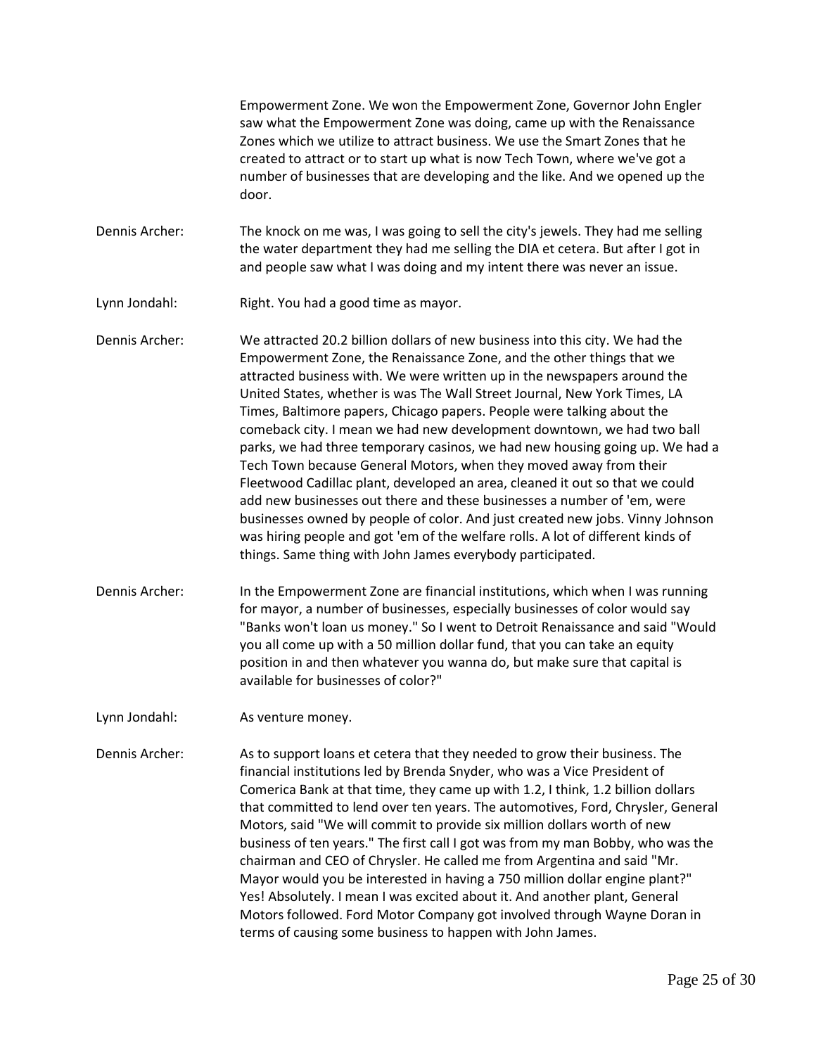Empowerment Zone. We won the Empowerment Zone, Governor John Engler saw what the Empowerment Zone was doing, came up with the Renaissance Zones which we utilize to attract business. We use the Smart Zones that he created to attract or to start up what is now Tech Town, where we've got a number of businesses that are developing and the like. And we opened up the door.

Dennis Archer: The knock on me was, I was going to sell the city's jewels. They had me selling the water department they had me selling the DIA et cetera. But after I got in and people saw what I was doing and my intent there was never an issue.

Lynn Jondahl: Right. You had a good time as mayor.

Dennis Archer: We attracted 20.2 billion dollars of new business into this city. We had the Empowerment Zone, the Renaissance Zone, and the other things that we attracted business with. We were written up in the newspapers around the United States, whether is was The Wall Street Journal, New York Times, LA Times, Baltimore papers, Chicago papers. People were talking about the comeback city. I mean we had new development downtown, we had two ball parks, we had three temporary casinos, we had new housing going up. We had a Tech Town because General Motors, when they moved away from their Fleetwood Cadillac plant, developed an area, cleaned it out so that we could add new businesses out there and these businesses a number of 'em, were businesses owned by people of color. And just created new jobs. Vinny Johnson was hiring people and got 'em of the welfare rolls. A lot of different kinds of things. Same thing with John James everybody participated.

Dennis Archer: In the Empowerment Zone are financial institutions, which when I was running for mayor, a number of businesses, especially businesses of color would say "Banks won't loan us money." So I went to Detroit Renaissance and said "Would you all come up with a 50 million dollar fund, that you can take an equity position in and then whatever you wanna do, but make sure that capital is available for businesses of color?"

Lynn Jondahl: As venture money.

Dennis Archer: As to support loans et cetera that they needed to grow their business. The financial institutions led by Brenda Snyder, who was a Vice President of Comerica Bank at that time, they came up with 1.2, I think, 1.2 billion dollars that committed to lend over ten years. The automotives, Ford, Chrysler, General Motors, said "We will commit to provide six million dollars worth of new business of ten years." The first call I got was from my man Bobby, who was the chairman and CEO of Chrysler. He called me from Argentina and said "Mr. Mayor would you be interested in having a 750 million dollar engine plant?" Yes! Absolutely. I mean I was excited about it. And another plant, General Motors followed. Ford Motor Company got involved through Wayne Doran in terms of causing some business to happen with John James.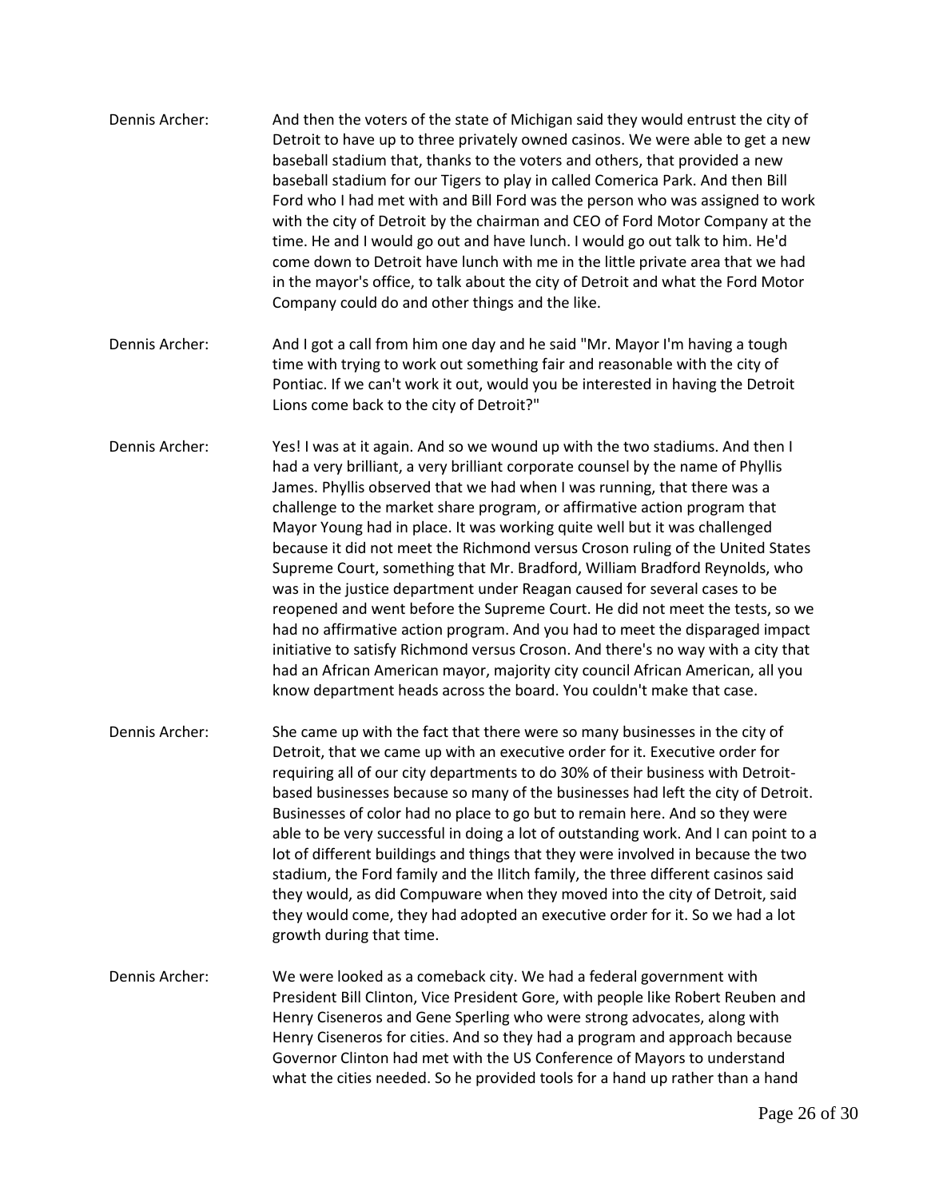Dennis Archer: And then the voters of the state of Michigan said they would entrust the city of Detroit to have up to three privately owned casinos. We were able to get a new baseball stadium that, thanks to the voters and others, that provided a new baseball stadium for our Tigers to play in called Comerica Park. And then Bill Ford who I had met with and Bill Ford was the person who was assigned to work with the city of Detroit by the chairman and CEO of Ford Motor Company at the time. He and I would go out and have lunch. I would go out talk to him. He'd come down to Detroit have lunch with me in the little private area that we had in the mayor's office, to talk about the city of Detroit and what the Ford Motor Company could do and other things and the like.

Dennis Archer: And I got a call from him one day and he said "Mr. Mayor I'm having a tough time with trying to work out something fair and reasonable with the city of Pontiac. If we can't work it out, would you be interested in having the Detroit Lions come back to the city of Detroit?"

Dennis Archer: Yes! I was at it again. And so we wound up with the two stadiums. And then I had a very brilliant, a very brilliant corporate counsel by the name of Phyllis James. Phyllis observed that we had when I was running, that there was a challenge to the market share program, or affirmative action program that Mayor Young had in place. It was working quite well but it was challenged because it did not meet the Richmond versus Croson ruling of the United States Supreme Court, something that Mr. Bradford, William Bradford Reynolds, who was in the justice department under Reagan caused for several cases to be reopened and went before the Supreme Court. He did not meet the tests, so we had no affirmative action program. And you had to meet the disparaged impact initiative to satisfy Richmond versus Croson. And there's no way with a city that had an African American mayor, majority city council African American, all you know department heads across the board. You couldn't make that case.

Dennis Archer: She came up with the fact that there were so many businesses in the city of Detroit, that we came up with an executive order for it. Executive order for requiring all of our city departments to do 30% of their business with Detroit-based businesses because so many of the businesses had left the city of Detroit. Businesses of color had no place to go but to remain here. And so they were able to be very successful in doing a lot of outstanding work. And I can point to a lot of different buildings and things that they were involved in because the two stadium, the Ford family and the Ilitch family, the three different casinos said they would, as did Compuware when they moved into the city of Detroit, said they would come, they had adopted an executive order for it. So we had a lot growth during that time.

Dennis Archer: We were looked as a comeback city. We had a federal government with President Bill Clinton, Vice President Gore, with people like Robert Reuben and Henry Ciseneros and Gene Sperling who were strong advocates, along with Henry Ciseneros for cities. And so they had a program and approach because Governor Clinton had met with the US Conference of Mayors to understand what the cities needed. So he provided tools for a hand up rather than a hand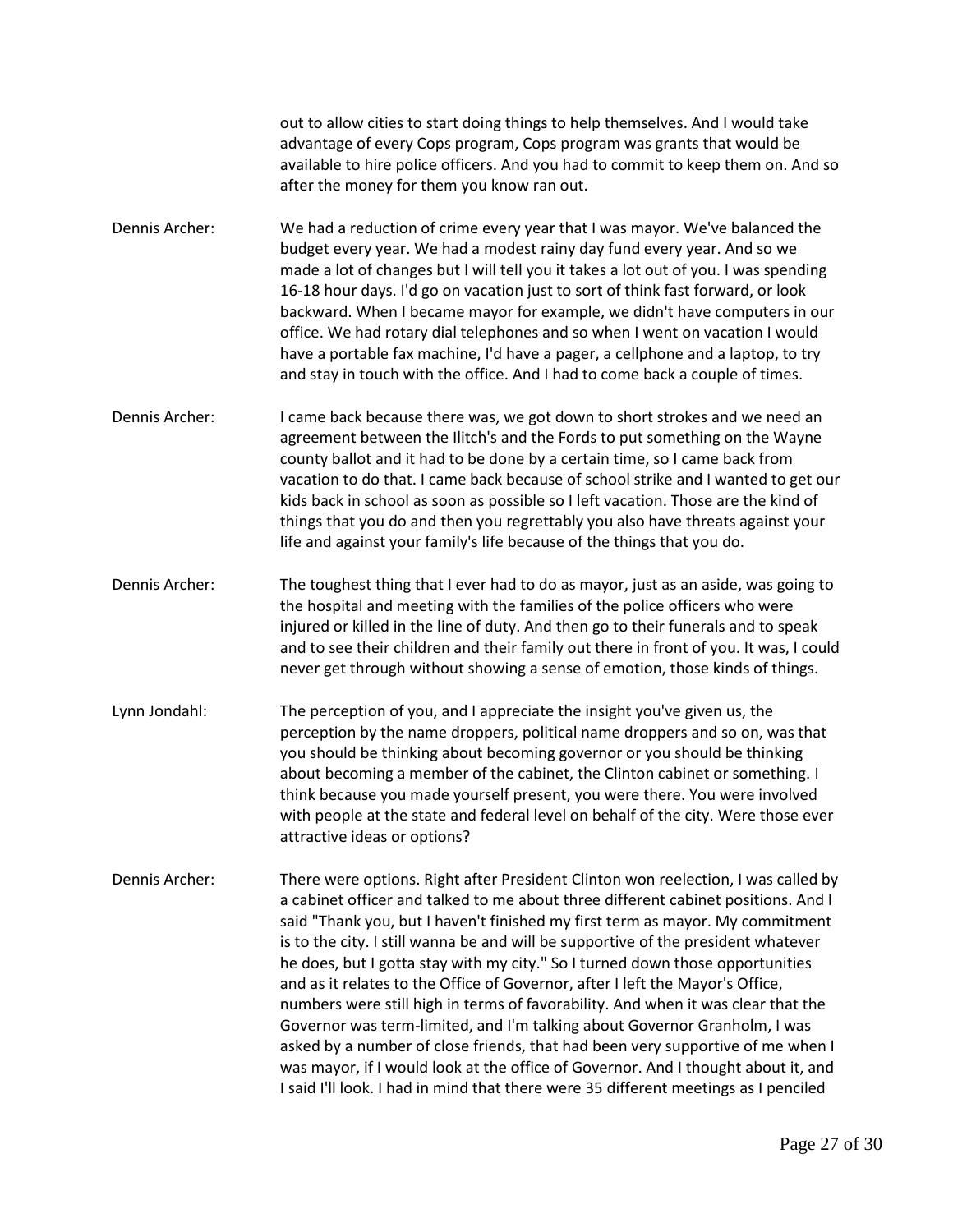out to allow cities to start doing things to help themselves. And I would take advantage of every Cops program, Cops program was grants that would be available to hire police officers. And you had to commit to keep them on. And so after the money for them you know ran out.

Dennis Archer: We had a reduction of crime every year that I was mayor. We've balanced the budget every year. We had a modest rainy day fund every year. And so we made a lot of changes but I will tell you it takes a lot out of you. I was spending 16-18 hour days. I'd go on vacation just to sort of think fast forward, or look backward. When I became mayor for example, we didn't have computers in our office. We had rotary dial telephones and so when I went on vacation I would have a portable fax machine, I'd have a pager, a cellphone and a laptop, to try and stay in touch with the office. And I had to come back a couple of times.

Dennis Archer: I came back because there was, we got down to short strokes and we need an agreement between the Ilitch's and the Fords to put something on the Wayne county ballot and it had to be done by a certain time, so I came back from vacation to do that. I came back because of school strike and I wanted to get our kids back in school as soon as possible so I left vacation. Those are the kind of things that you do and then you regrettably you also have threats against your life and against your family's life because of the things that you do.

Dennis Archer: The toughest thing that I ever had to do as mayor, just as an aside, was going to the hospital and meeting with the families of the police officers who were injured or killed in the line of duty. And then go to their funerals and to speak and to see their children and their family out there in front of you. It was, I could never get through without showing a sense of emotion, those kinds of things.

Lynn Jondahl: The perception of you, and I appreciate the insight you've given us, the perception by the name droppers, political name droppers and so on, was that you should be thinking about becoming governor or you should be thinking about becoming a member of the cabinet, the Clinton cabinet or something. I think because you made yourself present, you were there. You were involved with people at the state and federal level on behalf of the city. Were those ever attractive ideas or options?

Dennis Archer: There were options. Right after President Clinton won reelection, I was called by a cabinet officer and talked to me about three different cabinet positions. And I said "Thank you, but I haven't finished my first term as mayor. My commitment is to the city. I still wanna be and will be supportive of the president whatever he does, but I gotta stay with my city." So I turned down those opportunities and as it relates to the Office of Governor, after I left the Mayor's Office, numbers were still high in terms of favorability. And when it was clear that the Governor was term-limited, and I'm talking about Governor Granholm, I was asked by a number of close friends, that had been very supportive of me when I was mayor, if I would look at the office of Governor. And I thought about it, and I said I'll look. I had in mind that there were 35 different meetings as I penciled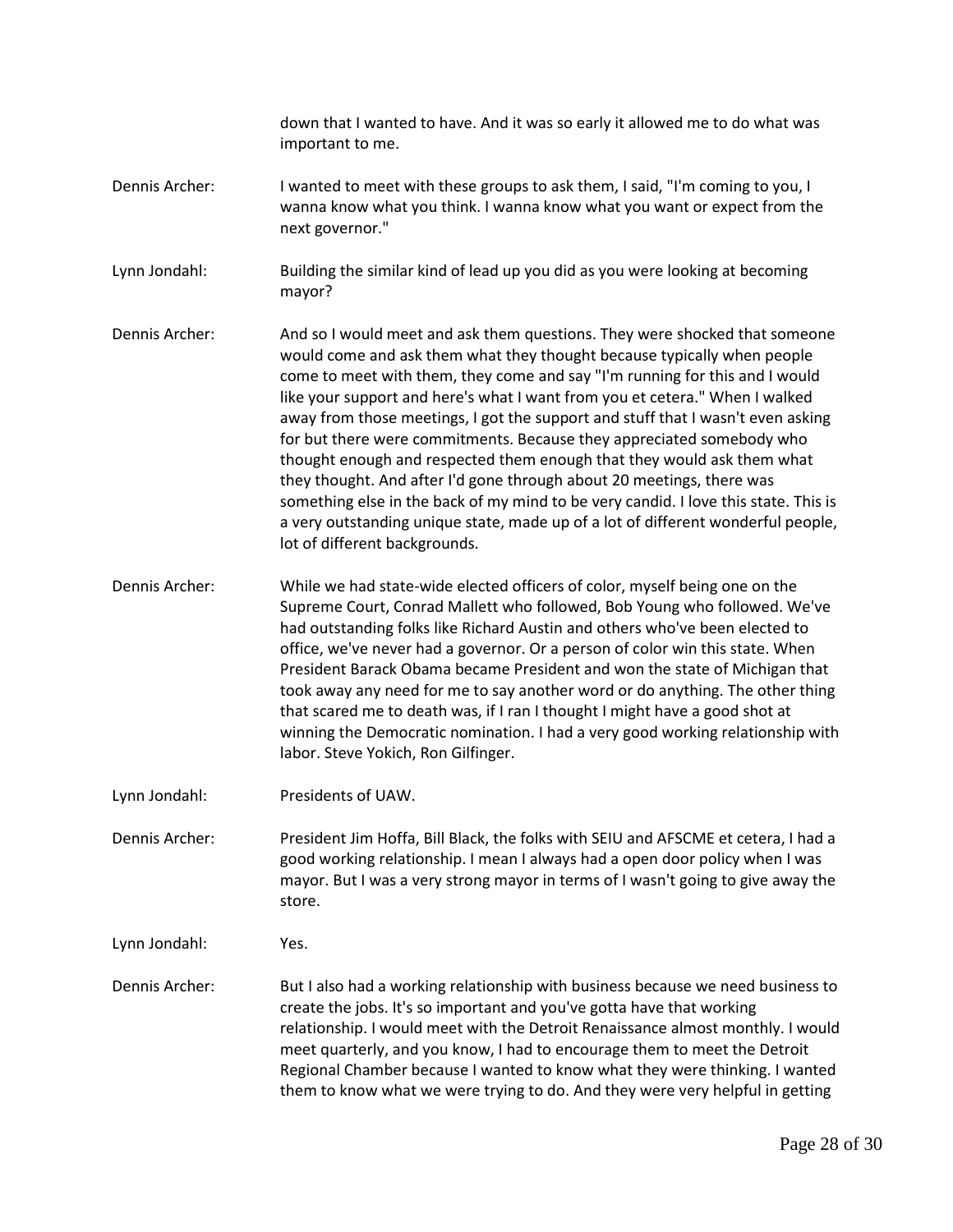down that I wanted to have. And it was so early it allowed me to do what was important to me.

Dennis Archer: I wanted to meet with these groups to ask them, I said, "I'm coming to you, I wanna know what you think. I wanna know what you want or expect from the next governor."

Lynn Jondahl: Building the similar kind of lead up you did as you were looking at becoming mayor?

Dennis Archer: And so I would meet and ask them questions. They were shocked that someone would come and ask them what they thought because typically when people come to meet with them, they come and say "I'm running for this and I would like your support and here's what I want from you et cetera." When I walked away from those meetings, I got the support and stuff that I wasn't even asking for but there were commitments. Because they appreciated somebody who thought enough and respected them enough that they would ask them what they thought. And after I'd gone through about 20 meetings, there was something else in the back of my mind to be very candid. I love this state. This is a very outstanding unique state, made up of a lot of different wonderful people, lot of different backgrounds.

Dennis Archer: While we had state-wide elected officers of color, myself being one on the Supreme Court, Conrad Mallett who followed, Bob Young who followed. We've had outstanding folks like Richard Austin and others who've been elected to office, we've never had a governor. Or a person of color win this state. When President Barack Obama became President and won the state of Michigan that took away any need for me to say another word or do anything. The other thing that scared me to death was, if I ran I thought I might have a good shot at winning the Democratic nomination. I had a very good working relationship with labor. Steve Yokich, Ron Gilfinger.

Lynn Jondahl: Presidents of UAW.

Dennis Archer: President Jim Hoffa, Bill Black, the folks with SEIU and AFSCME et cetera, I had a good working relationship. I mean I always had a open door policy when I was mayor. But I was a very strong mayor in terms of I wasn't going to give away the store.

Lynn Jondahl: Yes.

Dennis Archer: But I also had a working relationship with business because we need business to create the jobs. It's so important and you've gotta have that working relationship. I would meet with the Detroit Renaissance almost monthly. I would meet quarterly, and you know, I had to encourage them to meet the Detroit Regional Chamber because I wanted to know what they were thinking. I wanted them to know what we were trying to do. And they were very helpful in getting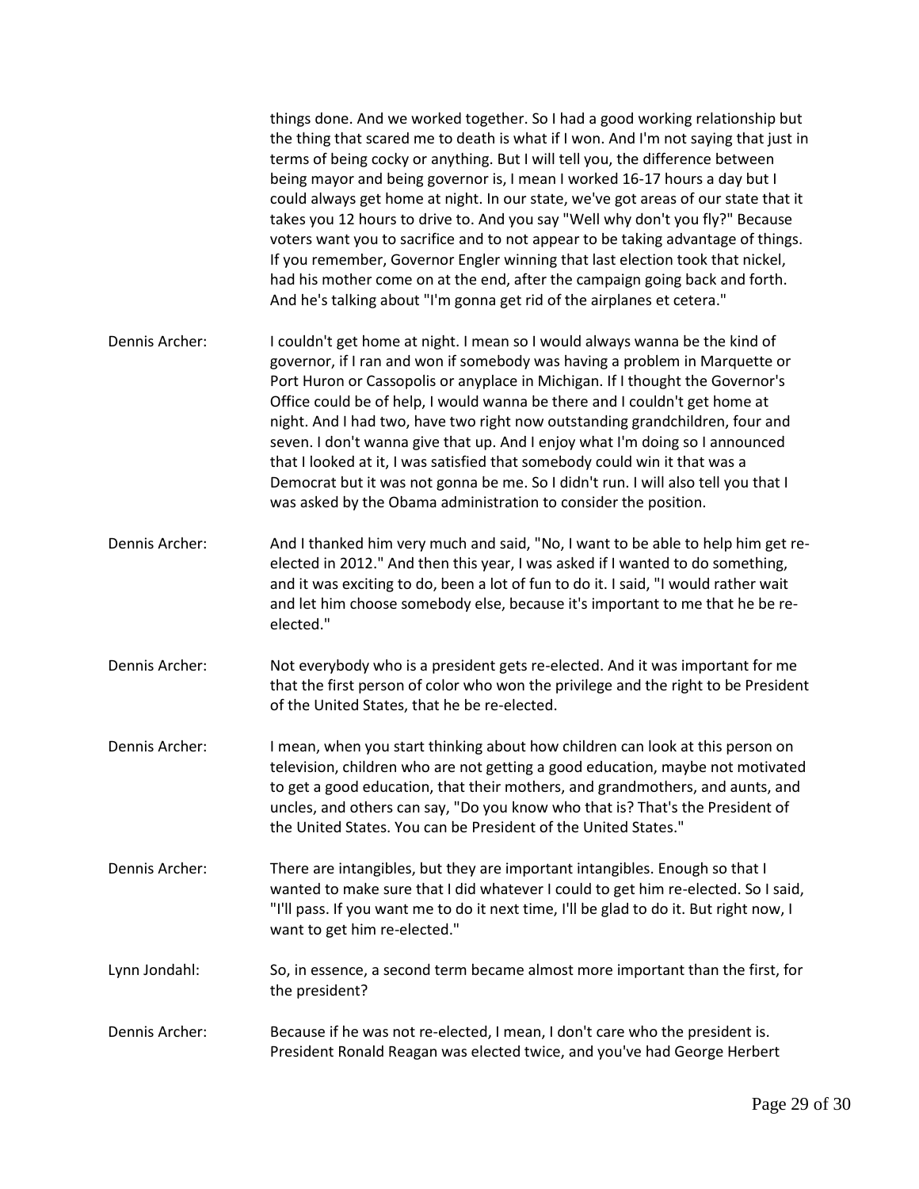things done. And we worked together. So I had a good working relationship but the thing that scared me to death is what if I won. And I'm not saying that just in terms of being cocky or anything. But I will tell you, the difference between being mayor and being governor is, I mean I worked 16-17 hours a day but I could always get home at night. In our state, we've got areas of our state that it takes you 12 hours to drive to. And you say "Well why don't you fly?" Because voters want you to sacrifice and to not appear to be taking advantage of things. If you remember, Governor Engler winning that last election took that nickel, had his mother come on at the end, after the campaign going back and forth. And he's talking about "I'm gonna get rid of the airplanes et cetera."

Dennis Archer: I couldn't get home at night. I mean so I would always wanna be the kind of governor, if I ran and won if somebody was having a problem in Marquette or Port Huron or Cassopolis or anyplace in Michigan. If I thought the Governor's Office could be of help, I would wanna be there and I couldn't get home at night. And I had two, have two right now outstanding grandchildren, four and seven. I don't wanna give that up. And I enjoy what I'm doing so I announced that I looked at it, I was satisfied that somebody could win it that was a Democrat but it was not gonna be me. So I didn't run. I will also tell you that I was asked by the Obama administration to consider the position.

Dennis Archer: And I thanked him very much and said, "No, I want to be able to help him get re-elected in 2012." And then this year, I was asked if I wanted to do something, and it was exciting to do, been a lot of fun to do it. I said, "I would rather wait and let him choose somebody else, because it's important to me that he be re-elected."

Dennis Archer: Not everybody who is a president gets re-elected. And it was important for me that the first person of color who won the privilege and the right to be President of the United States, that he be re-elected.

Dennis Archer: I mean, when you start thinking about how children can look at this person on television, children who are not getting a good education, maybe not motivated to get a good education, that their mothers, and grandmothers, and aunts, and uncles, and others can say, "Do you know who that is? That's the President of the United States. You can be President of the United States."

Dennis Archer: There are intangibles, but they are important intangibles. Enough so that I wanted to make sure that I did whatever I could to get him re-elected. So I said, "I'll pass. If you want me to do it next time, I'll be glad to do it. But right now, I want to get him re-elected."

Lynn Jondahl: So, in essence, a second term became almost more important than the first, for the president?

Dennis Archer: Because if he was not re-elected, I mean, I don't care who the president is. President Ronald Reagan was elected twice, and you've had George Herbert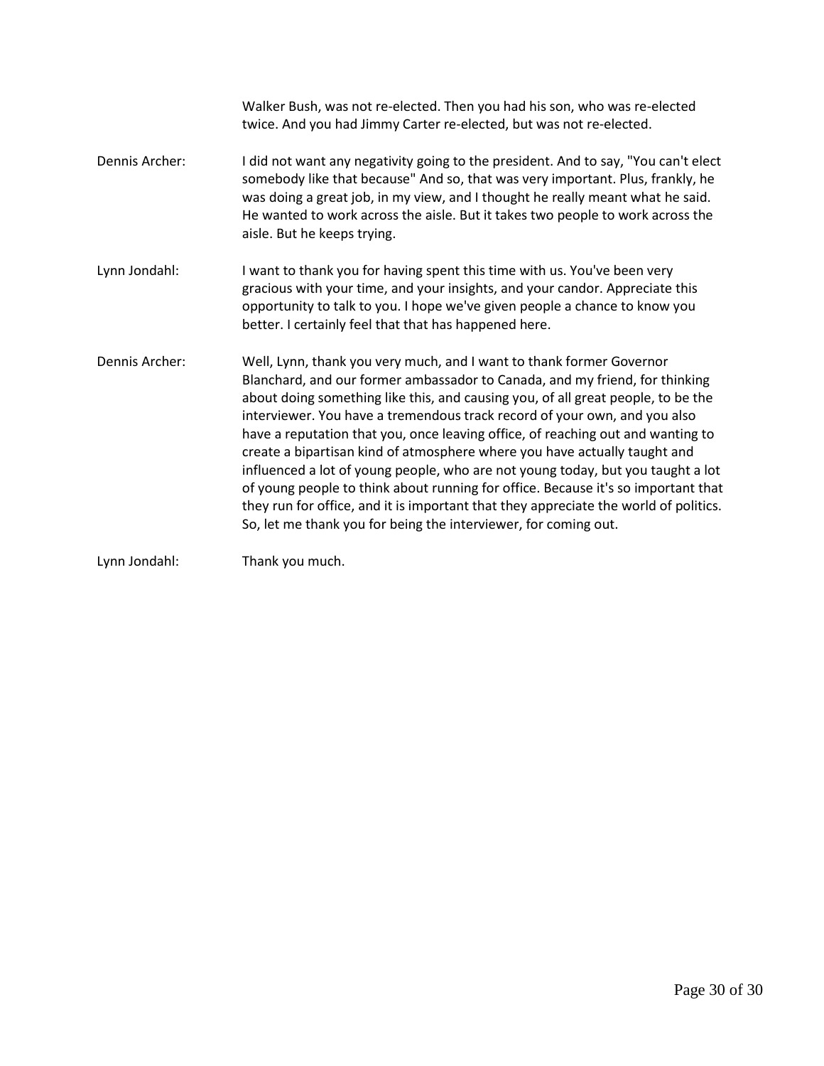Walker Bush, was not re-elected. Then you had his son, who was re-elected twice. And you had Jimmy Carter re-elected, but was not re-elected.

Dennis Archer: I did not want any negativity going to the president. And to say, "You can't elect somebody like that because" And so, that was very important. Plus, frankly, he was doing a great job, in my view, and I thought he really meant what he said. He wanted to work across the aisle. But it takes two people to work across the aisle. But he keeps trying.

Lynn Jondahl: I want to thank you for having spent this time with us. You've been very gracious with your time, and your insights, and your candor. Appreciate this opportunity to talk to you. I hope we've given people a chance to know you better. I certainly feel that that has happened here.

Dennis Archer: Well, Lynn, thank you very much, and I want to thank former Governor Blanchard, and our former ambassador to Canada, and my friend, for thinking about doing something like this, and causing you, of all great people, to be the interviewer. You have a tremendous track record of your own, and you also have a reputation that you, once leaving office, of reaching out and wanting to create a bipartisan kind of atmosphere where you have actually taught and influenced a lot of young people, who are not young today, but you taught a lot of young people to think about running for office. Because it's so important that they run for office, and it is important that they appreciate the world of politics. So, let me thank you for being the interviewer, for coming out.

Lynn Jondahl: Thank you much.